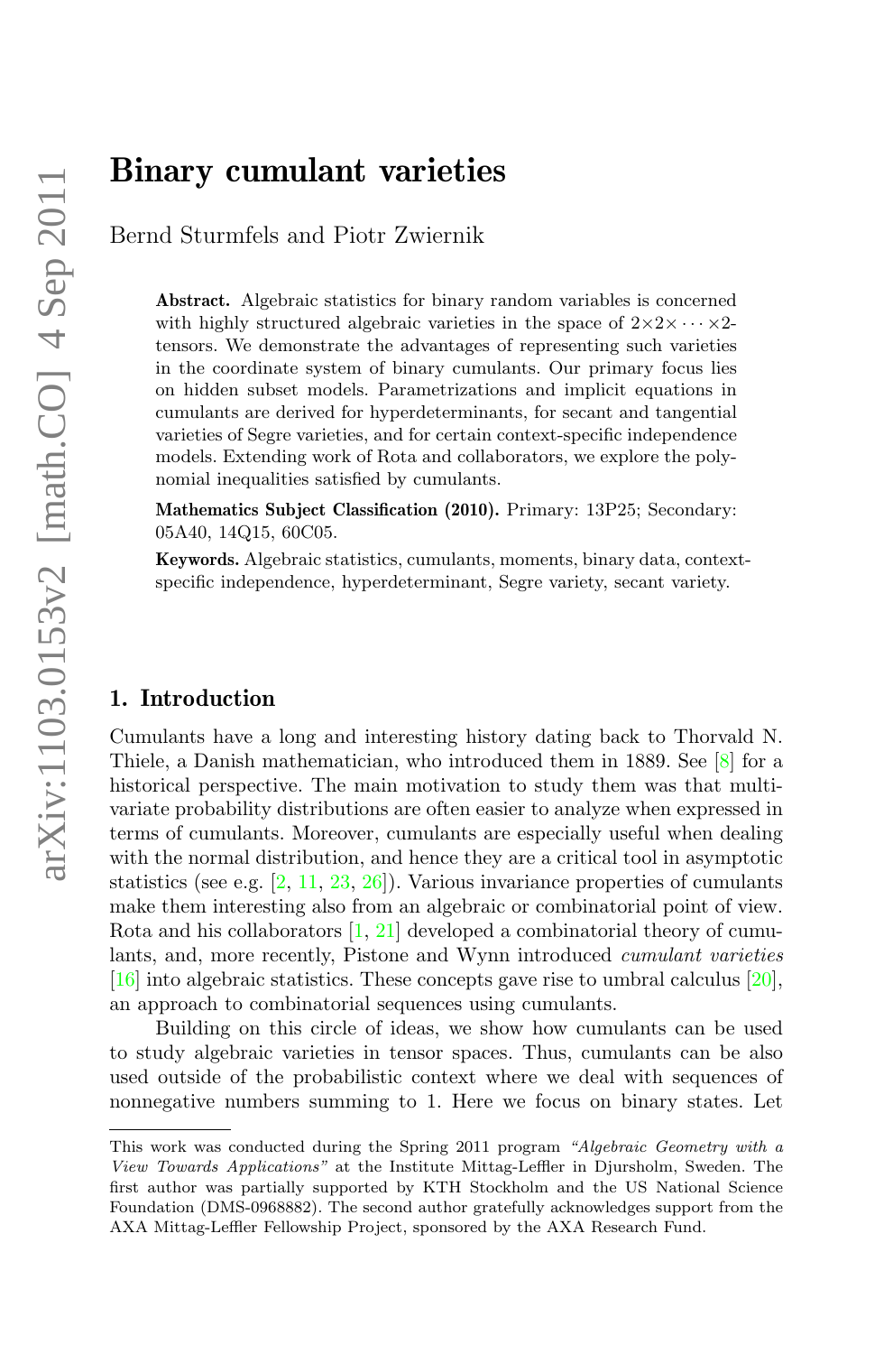# Binary cumulant varieties

Bernd Sturmfels and Piotr Zwiernik

**Abstract.** Algebraic statistics for binary random variables is concerned with highly structured algebraic varieties in the space of $2\times 2\times \cdots \times 2$-tensors. We demonstrate the advantages of representing such varieties in the coordinate system of binary cumulants. Our primary focus lies on hidden subset models. Parametrizations and implicit equations in cumulants are derived for hyperdeterminants, for secant and tangential varieties of Segre varieties, and for certain context-specific independence models. Extending work of Rota and collaborators, we explore the polynomial inequalities satisfied by cumulants.

**Mathematics Subject Classification (2010).** Primary: 13P25; Secondary: 05A40, 14Q15, 60C05.

**Keywords.** Algebraic statistics, cumulants, moments, binary data, context-specific independence, hyperdeterminant, Segre variety, secant variety.

## 1. Introduction

Cumulants have a long and interesting history dating back to Thorvald N. Thiele, a Danish mathematician, who introduced them in 1889. See [8] for a historical perspective. The main motivation to study them was that multivariate probability distributions are often easier to analyze when expressed in terms of cumulants. Moreover, cumulants are especially useful when dealing with the normal distribution, and hence they are a critical tool in asymptotic statistics (see e.g. [2, 11, 23, 26]). Various invariance properties of cumulants make them interesting also from an algebraic or combinatorial point of view. Rota and his collaborators [1, 21] developed a combinatorial theory of cumulants, and, more recently, Pistone and Wynn introduced *cumulant varieties* [16] into algebraic statistics. These concepts gave rise to umbral calculus [20], an approach to combinatorial sequences using cumulants.

Building on this circle of ideas, we show how cumulants can be used to study algebraic varieties in tensor spaces. Thus, cumulants can be also used outside of the probabilistic context where we deal with sequences of nonnegative numbers summing to 1. Here we focus on binary states. Let

This work was conducted during the Spring 2011 program *"Algebraic Geometry with a View Towards Applications"* at the Institute Mittag-Leffler in Djursholm, Sweden. The first author was partially supported by KTH Stockholm and the US National Science Foundation (DMS-0968882). The second author gratefully acknowledges support from the AXA Mittag-Leffler Fellowship Project, sponsored by the AXA Research Fund.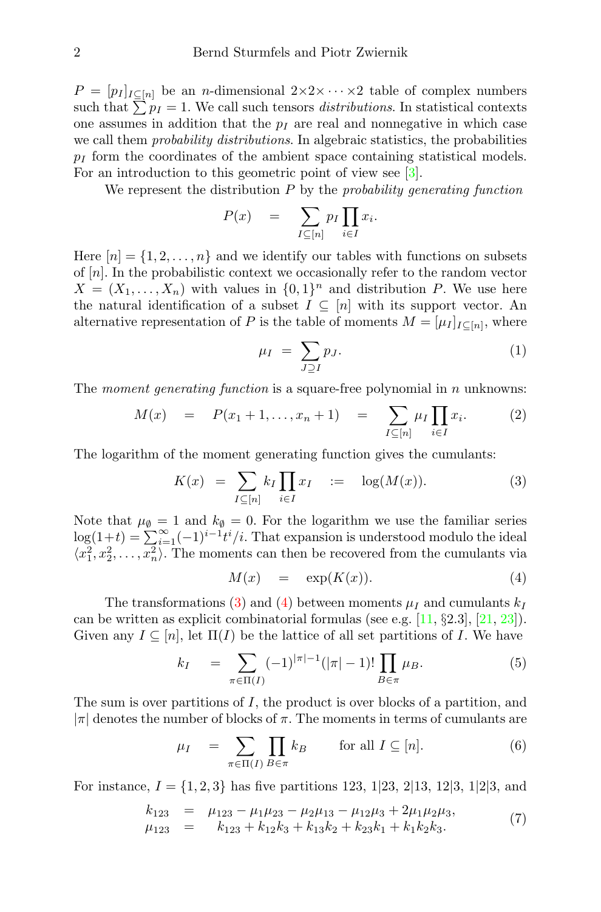$P = [p_I]_{I \subseteq [n]}$ be an $n$-dimensional $2 \times 2 \times \cdots \times 2$ table of complex numbers such that $\sum p_I = 1$. We call such tensors *distributions*. In statistical contexts one assumes in addition that the $p_I$ are real and nonnegative in which case we call them *probability distributions*. In algebraic statistics, the probabilities $p_I$ form the coordinates of the ambient space containing statistical models. For an introduction to this geometric point of view see [3].

We represent the distribution $P$ by the *probability generating function*

$$P(x) \quad = \quad \sum_{I \subseteq [n]} p_I \prod_{i \in I} x_i.$$

Here $[n] = \{1, 2, \ldots, n\}$ and we identify our tables with functions on subsets of $[n]$. In the probabilistic context we occasionally refer to the random vector $X = (X_1, \ldots, X_n)$ with values in $\{0,1\}^n$ and distribution $P$. We use here the natural identification of a subset $I \subseteq [n]$ with its support vector. An alternative representation of $P$ is the table of moments $M = [\mu_I]_{I \subseteq [n]}$, where

$$\mu_I \;=\; \sum_{J \supseteq I} p_J. \tag{1}$$

The *moment generating function* is a square-free polynomial in $n$ unknowns:

$$M(x) \quad = \quad P(x_1 + 1, \ldots, x_n + 1) \quad = \quad \sum_{I \subseteq [n]} \mu_I \prod_{i \in I} x_i. \tag{2}$$

The logarithm of the moment generating function gives the cumulants:

$$K(x) \;=\; \sum_{I \subseteq [n]} k_I \prod_{i \in I} x_I \quad := \quad \log(M(x)). \tag{3}$$

Note that $\mu_\emptyset = 1$ and $k_\emptyset = 0$. For the logarithm we use the familiar series $\log(1+t) = \sum_{i=1}^{\infty} (-1)^{i-1} t^i / i$. That expansion is understood modulo the ideal $\langle x_1^2, x_2^2, \ldots, x_n^2 \rangle$. The moments can then be recovered from the cumulants via

$$M(x) \quad = \quad \exp(K(x)). \tag{4}$$

The transformations (3) and (4) between moments $\mu_I$ and cumulants $k_I$ can be written as explicit combinatorial formulas (see e.g. [11, §2.3], [21, 23]). Given any $I \subseteq [n]$, let $\Pi(I)$ be the lattice of all set partitions of $I$. We have

$$k_I \quad = \quad \sum_{\pi \in \Pi(I)} (-1)^{|\pi|-1} (|\pi| - 1)! \prod_{B \in \pi} \mu_B. \tag{5}$$

The sum is over partitions of $I$, the product is over blocks of a partition, and $|\pi|$ denotes the number of blocks of $\pi$. The moments in terms of cumulants are

$$\mu_I \quad = \quad \sum_{\pi \in \Pi(I)} \prod_{B \in \pi} k_B \qquad \text{for all } I \subseteq [n]. \tag{6}$$

For instance, $I = \{1, 2, 3\}$ has five partitions 123, 1|23, 2|13, 12|3, 1|2|3, and

$$\begin{array}{rcl} k_{123} & = & \mu_{123} - \mu_1 \mu_{23} - \mu_2 \mu_{13} - \mu_{12} \mu_3 + 2 \mu_1 \mu_2 \mu_3, \\ \mu_{123} & = & k_{123} + k_{12} k_3 + k_{13} k_2 + k_{23} k_1 + k_1 k_2 k_3. \end{array} \tag{7}$$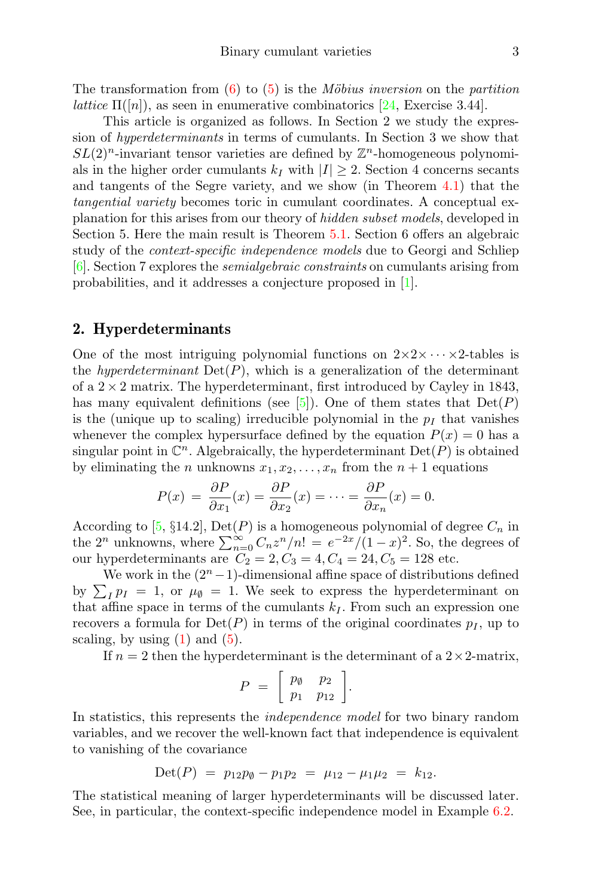The transformation from (6) to (5) is the *Möbius inversion* on the *partition lattice* $\Pi([n])$, as seen in enumerative combinatorics [24, Exercise 3.44].

This article is organized as follows. In Section 2 we study the expression of *hyperdeterminants* in terms of cumulants. In Section 3 we show that $SL(2)^n$-invariant tensor varieties are defined by $\mathbb{Z}^n$-homogeneous polynomials in the higher order cumulants $k_I$ with $|I| \geq 2$. Section 4 concerns secants and tangents of the Segre variety, and we show (in Theorem 4.1) that the *tangential variety* becomes toric in cumulant coordinates. A conceptual explanation for this arises from our theory of *hidden subset models*, developed in Section 5. Here the main result is Theorem 5.1. Section 6 offers an algebraic study of the *context-specific independence models* due to Georgi and Schliep [6]. Section 7 explores the *semialgebraic constraints* on cumulants arising from probabilities, and it addresses a conjecture proposed in [1].

## 2. Hyperdeterminants

One of the most intriguing polynomial functions on $2\times 2\times\cdots\times 2$-tables is the *hyperdeterminant* $\mathrm{Det}(P)$, which is a generalization of the determinant of a $2\times 2$ matrix. The hyperdeterminant, first introduced by Cayley in 1843, has many equivalent definitions (see [5]). One of them states that $\mathrm{Det}(P)$ is the (unique up to scaling) irreducible polynomial in the $p_I$ that vanishes whenever the complex hypersurface defined by the equation $P(x) = 0$ has a singular point in $\mathbb{C}^n$. Algebraically, the hyperdeterminant $\mathrm{Det}(P)$ is obtained by eliminating the $n$ unknowns $x_1, x_2, \ldots, x_n$ from the $n+1$ equations

$$P(x) \;=\; \frac{\partial P}{\partial x_1}(x) = \frac{\partial P}{\partial x_2}(x) = \cdots = \frac{\partial P}{\partial x_n}(x) = 0.$$

According to [5, §14.2], $\mathrm{Det}(P)$ is a homogeneous polynomial of degree $C_n$ in the $2^n$ unknowns, where $\sum_{n=0}^{\infty} C_n z^n/n! \,=\, e^{-2x}/(1-x)^2$. So, the degrees of our hyperdeterminants are $C_2 = 2, C_3 = 4, C_4 = 24, C_5 = 128$ etc.

We work in the $(2^n - 1)$-dimensional affine space of distributions defined by $\sum_I p_I \,=\, 1$, or $\mu_\emptyset \,=\, 1$. We seek to express the hyperdeterminant on that affine space in terms of the cumulants $k_I$. From such an expression one recovers a formula for $\mathrm{Det}(P)$ in terms of the original coordinates $p_I$, up to scaling, by using (1) and (5).

If $n = 2$ then the hyperdeterminant is the determinant of a $2\times 2$-matrix,

$$P \;=\; \begin{bmatrix} p_\emptyset & p_2 \\ p_1 & p_{12} \end{bmatrix}.$$

In statistics, this represents the *independence model* for two binary random variables, and we recover the well-known fact that independence is equivalent to vanishing of the covariance

$$\mathrm{Det}(P) \;=\; p_{12}p_\emptyset - p_1 p_2 \;=\; \mu_{12} - \mu_1\mu_2 \;=\; k_{12}.$$

The statistical meaning of larger hyperdeterminants will be discussed later. See, in particular, the context-specific independence model in Example 6.2.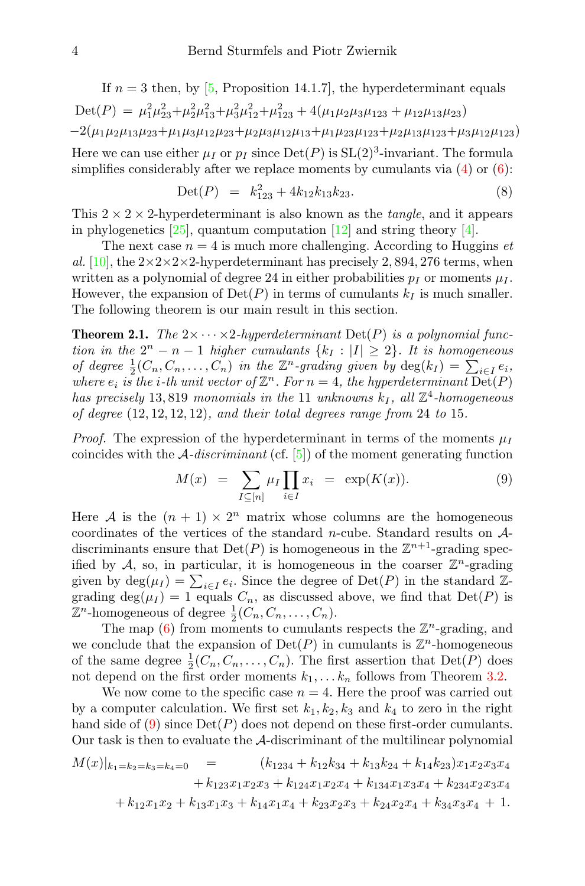If $n = 3$ then, by [5, Proposition 14.1.7], the hyperdeterminant equals

$$\mathrm{Det}(P) \;=\; \mu_1^2\mu_{23}^2 + \mu_2^2\mu_{13}^2 + \mu_3^2\mu_{12}^2 + \mu_{123}^2 + 4(\mu_1\mu_2\mu_3\mu_{123} + \mu_{12}\mu_{13}\mu_{23})$$
$$-2(\mu_1\mu_2\mu_{13}\mu_{23} + \mu_1\mu_3\mu_{12}\mu_{23} + \mu_2\mu_3\mu_{12}\mu_{13} + \mu_1\mu_{23}\mu_{123} + \mu_2\mu_{13}\mu_{123} + \mu_3\mu_{12}\mu_{123})$$

Here we can use either $\mu_I$ or $p_I$ since $\mathrm{Det}(P)$ is $\mathrm{SL}(2)^3$-invariant. The formula simplifies considerably after we replace moments by cumulants via (4) or (6):

$$\mathrm{Det}(P) \;=\; k_{123}^2 + 4k_{12}k_{13}k_{23}. \tag{8}$$

This $2 \times 2 \times 2$-hyperdeterminant is also known as the *tangle*, and it appears in phylogenetics [25], quantum computation [12] and string theory [4].

The next case $n = 4$ is much more challenging. According to Huggins *et al.* [10], the $2{\times}2{\times}2{\times}2$-hyperdeterminant has precisely $2,894,276$ terms, when written as a polynomial of degree 24 in either probabilities $p_I$ or moments $\mu_I$. However, the expansion of $\mathrm{Det}(P)$ in terms of cumulants $k_I$ is much smaller. The following theorem is our main result in this section.

**Theorem 2.1.** *The $2{\times}\cdots{\times}2$-hyperdeterminant $\mathrm{Det}(P)$ is a polynomial function in the $2^n - n - 1$ higher cumulants $\{k_I : |I| \geq 2\}$. It is homogeneous of degree $\frac{1}{2}(C_n, C_n, \ldots, C_n)$ in the $\mathbb{Z}^n$-grading given by $\deg(k_I) = \sum_{i\in I} e_i$, where $e_i$ is the $i$-th unit vector of $\mathbb{Z}^n$. For $n = 4$, the hyperdeterminant $\mathrm{Det}(P)$ has precisely $13,819$ monomials in the 11 unknowns $k_I$, all $\mathbb{Z}^4$-homogeneous of degree $(12, 12, 12, 12)$, and their total degrees range from 24 to 15.*

*Proof.* The expression of the hyperdeterminant in terms of the moments $\mu_I$ coincides with the $\mathcal{A}$-*discriminant* (cf. [5]) of the moment generating function

$$M(x) \;=\; \sum_{I\subseteq[n]} \mu_I \prod_{i\in I} x_i \;=\; \exp(K(x)). \tag{9}$$

Here $\mathcal{A}$ is the $(n + 1) \times 2^n$ matrix whose columns are the homogeneous coordinates of the vertices of the standard $n$-cube. Standard results on $\mathcal{A}$-discriminants ensure that $\mathrm{Det}(P)$ is homogeneous in the $\mathbb{Z}^{n+1}$-grading specified by $\mathcal{A}$, so, in particular, it is homogeneous in the coarser $\mathbb{Z}^n$-grading given by $\deg(\mu_I) = \sum_{i\in I} e_i$. Since the degree of $\mathrm{Det}(P)$ in the standard $\mathbb{Z}$-grading $\deg(\mu_I) = 1$ equals $C_n$, as discussed above, we find that $\mathrm{Det}(P)$ is $\mathbb{Z}^n$-homogeneous of degree $\frac{1}{2}(C_n, C_n, \ldots, C_n)$.

The map (6) from moments to cumulants respects the $\mathbb{Z}^n$-grading, and we conclude that the expansion of $\mathrm{Det}(P)$ in cumulants is $\mathbb{Z}^n$-homogeneous of the same degree $\frac{1}{2}(C_n, C_n, \ldots, C_n)$. The first assertion that $\mathrm{Det}(P)$ does not depend on the first order moments $k_1, \ldots k_n$ follows from Theorem 3.2.

We now come to the specific case $n = 4$. Here the proof was carried out by a computer calculation. We first set $k_1, k_2, k_3$ and $k_4$ to zero in the right hand side of (9) since $\mathrm{Det}(P)$ does not depend on these first-order cumulants. Our task is then to evaluate the $\mathcal{A}$-discriminant of the multilinear polynomial

$$\begin{aligned}
M(x)|_{k_1=k_2=k_3=k_4=0} \;=\;& (k_{1234} + k_{12}k_{34} + k_{13}k_{24} + k_{14}k_{23})x_1x_2x_3x_4 \\
&+ k_{123}x_1x_2x_3 + k_{124}x_1x_2x_4 + k_{134}x_1x_3x_4 + k_{234}x_2x_3x_4 \\
&+ k_{12}x_1x_2 + k_{13}x_1x_3 + k_{14}x_1x_4 + k_{23}x_2x_3 + k_{24}x_2x_4 + k_{34}x_3x_4 \;+\; 1.
\end{aligned}$$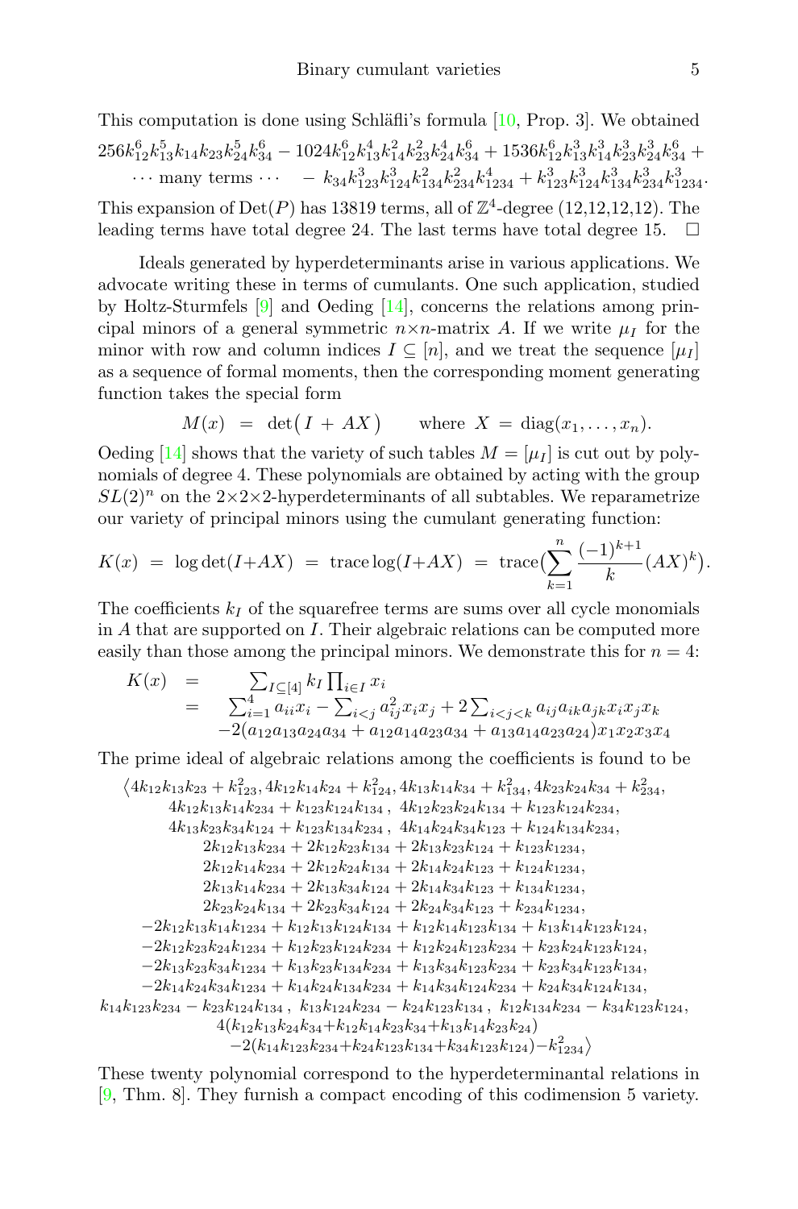This computation is done using Schläfli's formula [10, Prop. 3]. We obtained

$$256k_{12}^6k_{13}^5k_{14}k_{23}k_{24}^5k_{34}^6 - 1024k_{12}^6k_{13}^4k_{14}^2k_{23}^2k_{24}^4k_{34}^6 + 1536k_{12}^6k_{13}^3k_{14}^3k_{23}^3k_{24}^3k_{34}^6 + \cdots \text{ many terms } \cdots \; - \; k_{34}k_{123}^3k_{124}^3k_{134}^2k_{234}^2k_{1234}^4 + k_{123}^3k_{124}^3k_{134}^3k_{234}^3k_{1234}^3.$$

This expansion of $\mathrm{Det}(P)$ has 13819 terms, all of $\mathbb{Z}^4$-degree (12,12,12,12). The leading terms have total degree 24. The last terms have total degree 15. $\square$

Ideals generated by hyperdeterminants arise in various applications. We advocate writing these in terms of cumulants. One such application, studied by Holtz-Sturmfels [9] and Oeding [14], concerns the relations among principal minors of a general symmetric $n\times n$-matrix $A$. If we write $\mu_I$ for the minor with row and column indices $I \subseteq [n]$, and we treat the sequence $[\mu_I]$ as a sequence of formal moments, then the corresponding moment generating function takes the special form

$$M(x) \;=\; \det\bigl(I + AX\bigr) \qquad \text{where } X = \mathrm{diag}(x_1, \ldots, x_n).$$

Oeding [14] shows that the variety of such tables $M = [\mu_I]$ is cut out by polynomials of degree 4. These polynomials are obtained by acting with the group $SL(2)^n$ on the $2\times2\times2$-hyperdeterminants of all subtables. We reparametrize our variety of principal minors using the cumulant generating function:

$$K(x) \;=\; \log\det(I{+}AX) \;=\; \mathrm{trace}\log(I{+}AX) \;=\; \mathrm{trace}\Bigl(\sum_{k=1}^{n}\frac{(-1)^{k+1}}{k}(AX)^k\Bigr).$$

The coefficients $k_I$ of the squarefree terms are sums over all cycle monomials in $A$ that are supported on $I$. Their algebraic relations can be computed more easily than those among the principal minors. We demonstrate this for $n = 4$:

$$\begin{aligned}
K(x) \;&=\; \sum_{I\subseteq[4]} k_I \prod_{i\in I} x_i \\
&=\; \sum_{i=1}^4 a_{ii}x_i - \sum_{i<j} a_{ij}^2 x_i x_j + 2\sum_{i<j<k} a_{ij}a_{ik}a_{jk}x_ix_jx_k \\
&\quad -2(a_{12}a_{13}a_{24}a_{34} + a_{12}a_{14}a_{23}a_{34} + a_{13}a_{14}a_{23}a_{24})x_1x_2x_3x_4
\end{aligned}$$

The prime ideal of algebraic relations among the coefficients is found to be

$$\begin{gathered}
\bigl\langle 4k_{12}k_{13}k_{23} + k_{123}^2,\, 4k_{12}k_{14}k_{24} + k_{124}^2,\, 4k_{13}k_{14}k_{34} + k_{134}^2,\, 4k_{23}k_{24}k_{34} + k_{234}^2, \\
4k_{12}k_{13}k_{14}k_{234} + k_{123}k_{124}k_{134}\,,\; 4k_{12}k_{23}k_{24}k_{134} + k_{123}k_{124}k_{234}, \\
4k_{13}k_{23}k_{34}k_{124} + k_{123}k_{134}k_{234}\,,\; 4k_{14}k_{24}k_{34}k_{123} + k_{124}k_{134}k_{234}, \\
2k_{12}k_{13}k_{234} + 2k_{12}k_{23}k_{134} + 2k_{13}k_{23}k_{124} + k_{123}k_{1234}, \\
2k_{12}k_{14}k_{234} + 2k_{12}k_{24}k_{134} + 2k_{14}k_{24}k_{123} + k_{124}k_{1234}, \\
2k_{13}k_{14}k_{234} + 2k_{13}k_{34}k_{124} + 2k_{14}k_{34}k_{123} + k_{134}k_{1234}, \\
2k_{23}k_{24}k_{134} + 2k_{23}k_{34}k_{124} + 2k_{24}k_{34}k_{123} + k_{234}k_{1234}, \\
-2k_{12}k_{13}k_{14}k_{1234} + k_{12}k_{13}k_{124}k_{134} + k_{12}k_{14}k_{123}k_{134} + k_{13}k_{14}k_{123}k_{124}, \\
-2k_{12}k_{23}k_{24}k_{1234} + k_{12}k_{23}k_{124}k_{234} + k_{12}k_{24}k_{123}k_{234} + k_{23}k_{24}k_{123}k_{124}, \\
-2k_{13}k_{23}k_{34}k_{1234} + k_{13}k_{23}k_{134}k_{234} + k_{13}k_{34}k_{123}k_{234} + k_{23}k_{34}k_{123}k_{134}, \\
-2k_{14}k_{24}k_{34}k_{1234} + k_{14}k_{24}k_{134}k_{234} + k_{14}k_{34}k_{124}k_{234} + k_{24}k_{34}k_{124}k_{134}, \\
k_{14}k_{123}k_{234} - k_{23}k_{124}k_{134}\,,\; k_{13}k_{124}k_{234} - k_{24}k_{123}k_{134}\,,\; k_{12}k_{134}k_{234} - k_{34}k_{123}k_{124}, \\
4(k_{12}k_{13}k_{24}k_{34}{+}k_{12}k_{14}k_{23}k_{34}{+}k_{13}k_{14}k_{23}k_{24}) \\
-2(k_{14}k_{123}k_{234}{+}k_{24}k_{123}k_{134}{+}k_{34}k_{123}k_{124}){-}k_{1234}^2\bigr\rangle
\end{gathered}$$

These twenty polynomial correspond to the hyperdeterminantal relations in [9, Thm. 8]. They furnish a compact encoding of this codimension 5 variety.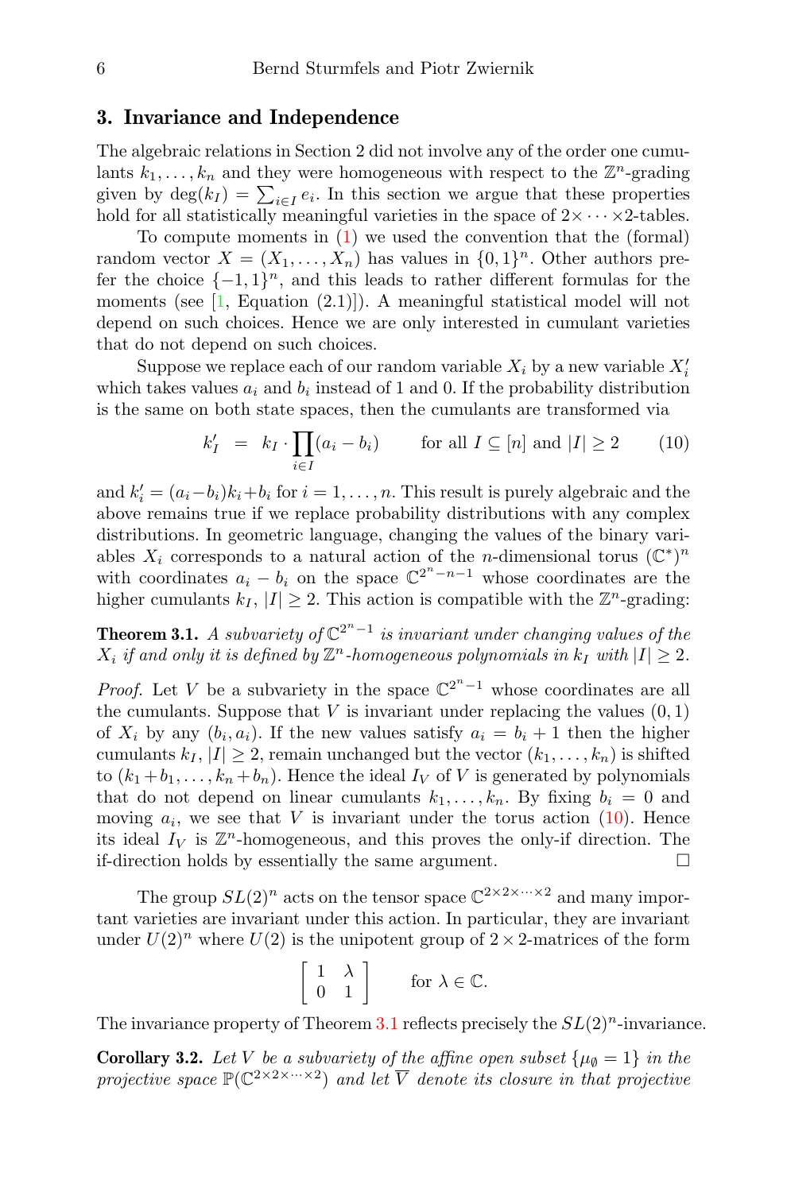## 3. Invariance and Independence

The algebraic relations in Section 2 did not involve any of the order one cumulants $k_1, \ldots, k_n$ and they were homogeneous with respect to the $\mathbb{Z}^n$-grading given by $\deg(k_I) = \sum_{i \in I} e_i$. In this section we argue that these properties hold for all statistically meaningful varieties in the space of $2 \times \cdots \times 2$-tables.

To compute moments in (1) we used the convention that the (formal) random vector $X = (X_1, \ldots, X_n)$ has values in $\{0,1\}^n$. Other authors prefer the choice $\{-1,1\}^n$, and this leads to rather different formulas for the moments (see [1, Equation (2.1)]). A meaningful statistical model will not depend on such choices. Hence we are only interested in cumulant varieties that do not depend on such choices.

Suppose we replace each of our random variable $X_i$ by a new variable $X_i'$ which takes values $a_i$ and $b_i$ instead of 1 and 0. If the probability distribution is the same on both state spaces, then the cumulants are transformed via

$$k_I' \;=\; k_I \cdot \prod_{i \in I}(a_i - b_i) \qquad \text{for all } I \subseteq [n] \text{ and } |I| \geq 2 \tag{10}$$

and $k_i' = (a_i - b_i)k_i + b_i$ for $i = 1, \ldots, n$. This result is purely algebraic and the above remains true if we replace probability distributions with any complex distributions. In geometric language, changing the values of the binary variables $X_i$ corresponds to a natural action of the $n$-dimensional torus $(\mathbb{C}^*)^n$ with coordinates $a_i - b_i$ on the space $\mathbb{C}^{2^n - n - 1}$ whose coordinates are the higher cumulants $k_I$, $|I| \geq 2$. This action is compatible with the $\mathbb{Z}^n$-grading:

**Theorem 3.1.** *A subvariety of $\mathbb{C}^{2^n-1}$ is invariant under changing values of the $X_i$ if and only it is defined by $\mathbb{Z}^n$-homogeneous polynomials in $k_I$ with $|I| \geq 2$.*

*Proof.* Let $V$ be a subvariety in the space $\mathbb{C}^{2^n-1}$ whose coordinates are all the cumulants. Suppose that $V$ is invariant under replacing the values $(0,1)$ of $X_i$ by any $(b_i, a_i)$. If the new values satisfy $a_i = b_i + 1$ then the higher cumulants $k_I$, $|I| \geq 2$, remain unchanged but the vector $(k_1, \ldots, k_n)$ is shifted to $(k_1 + b_1, \ldots, k_n + b_n)$. Hence the ideal $I_V$ of $V$ is generated by polynomials that do not depend on linear cumulants $k_1, \ldots, k_n$. By fixing $b_i = 0$ and moving $a_i$, we see that $V$ is invariant under the torus action (10). Hence its ideal $I_V$ is $\mathbb{Z}^n$-homogeneous, and this proves the only-if direction. The if-direction holds by essentially the same argument. □

The group $SL(2)^n$ acts on the tensor space $\mathbb{C}^{2 \times 2 \times \cdots \times 2}$ and many important varieties are invariant under this action. In particular, they are invariant under $U(2)^n$ where $U(2)$ is the unipotent group of $2 \times 2$-matrices of the form

$$\begin{bmatrix} 1 & \lambda \\ 0 & 1 \end{bmatrix} \qquad \text{for } \lambda \in \mathbb{C}.$$

The invariance property of Theorem 3.1 reflects precisely the $SL(2)^n$-invariance.

**Corollary 3.2.** *Let $V$ be a subvariety of the affine open subset $\{\mu_\emptyset = 1\}$ in the projective space $\mathbb{P}(\mathbb{C}^{2 \times 2 \times \cdots \times 2})$ and let $\overline{V}$ denote its closure in that projective*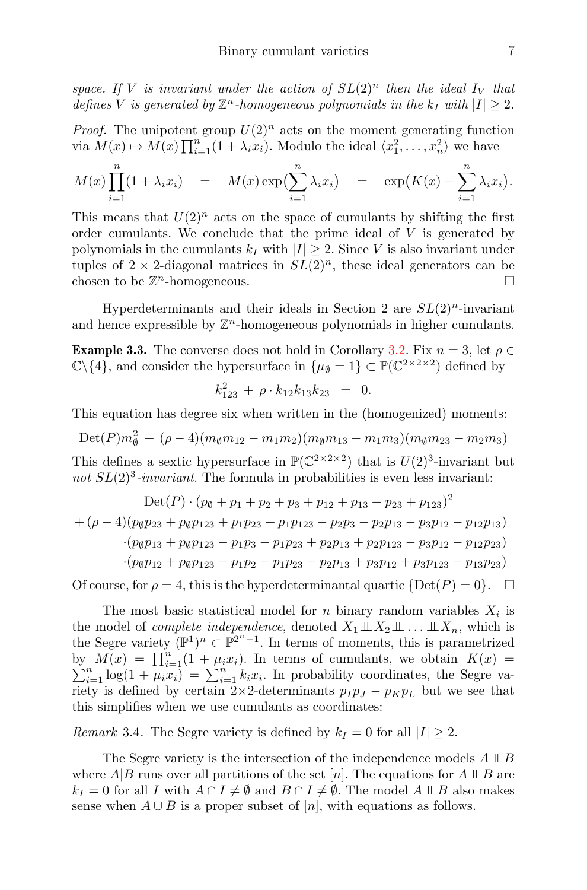*space. If $\overline{V}$ is invariant under the action of $SL(2)^n$ then the ideal $I_V$ that defines $V$ is generated by $\mathbb{Z}^n$-homogeneous polynomials in the $k_I$ with $|I| \geq 2$.*

*Proof.* The unipotent group $U(2)^n$ acts on the moment generating function via $M(x) \mapsto M(x)\prod_{i=1}^n (1+\lambda_i x_i)$. Modulo the ideal $\langle x_1^2, \ldots, x_n^2 \rangle$ we have

$$M(x)\prod_{i=1}^n (1+\lambda_i x_i) \quad = \quad M(x)\exp\big(\sum_{i=1}^n \lambda_i x_i\big) \quad = \quad \exp\big(K(x) + \sum_{i=1}^n \lambda_i x_i\big).$$

This means that $U(2)^n$ acts on the space of cumulants by shifting the first order cumulants. We conclude that the prime ideal of $V$ is generated by polynomials in the cumulants $k_I$ with $|I| \geq 2$. Since $V$ is also invariant under tuples of $2 \times 2$-diagonal matrices in $SL(2)^n$, these ideal generators can be chosen to be $\mathbb{Z}^n$-homogeneous. □

Hyperdeterminants and their ideals in Section 2 are $SL(2)^n$-invariant and hence expressible by $\mathbb{Z}^n$-homogeneous polynomials in higher cumulants.

**Example 3.3.** The converse does not hold in Corollary 3.2. Fix $n = 3$, let $\rho \in \mathbb{C}\backslash\{4\}$, and consider the hypersurface in $\{\mu_\emptyset = 1\} \subset \mathbb{P}(\mathbb{C}^{2\times 2\times 2})$ defined by

$$k_{123}^2 \,+\, \rho \cdot k_{12}k_{13}k_{23} \;=\; 0.$$

This equation has degree six when written in the (homogenized) moments:

$$\mathrm{Det}(P)m_\emptyset^2 \,+\, (\rho-4)(m_\emptyset m_{12} - m_1 m_2)(m_\emptyset m_{13} - m_1 m_3)(m_\emptyset m_{23} - m_2 m_3)$$

This defines a sextic hypersurface in $\mathbb{P}(\mathbb{C}^{2\times 2\times 2})$ that is $U(2)^3$-invariant but *not* $SL(2)^3$*-invariant*. The formula in probabilities is even less invariant:

$$\begin{aligned}
&\mathrm{Det}(P)\cdot(p_\emptyset + p_1 + p_2 + p_3 + p_{12} + p_{13} + p_{23} + p_{123})^2 \\
&+ (\rho-4)(p_\emptyset p_{23} + p_\emptyset p_{123} + p_1 p_{23} + p_1 p_{123} - p_2 p_3 - p_2 p_{13} - p_3 p_{12} - p_{12}p_{13}) \\
&\quad\cdot(p_\emptyset p_{13} + p_\emptyset p_{123} - p_1 p_3 - p_1 p_{23} + p_2 p_{13} + p_2 p_{123} - p_3 p_{12} - p_{12}p_{23}) \\
&\quad\cdot(p_\emptyset p_{12} + p_\emptyset p_{123} - p_1 p_2 - p_1 p_{23} - p_2 p_{13} + p_3 p_{12} + p_3 p_{123} - p_{13}p_{23})
\end{aligned}$$

Of course, for $\rho = 4$, this is the hyperdeterminantal quartic $\{\mathrm{Det}(P) = 0\}$. □

The most basic statistical model for $n$ binary random variables $X_i$ is the model of *complete independence*, denoted $X_1 \perp\!\!\!\perp X_2 \perp\!\!\!\perp \ldots \perp\!\!\!\perp X_n$, which is the Segre variety $(\mathbb{P}^1)^n \subset \mathbb{P}^{2^n-1}$. In terms of moments, this is parametrized by $M(x) = \prod_{i=1}^n (1+\mu_i x_i)$. In terms of cumulants, we obtain $K(x) = \sum_{i=1}^n \log(1+\mu_i x_i) = \sum_{i=1}^n k_i x_i$. In probability coordinates, the Segre variety is defined by certain $2\times 2$-determinants $p_I p_J - p_K p_L$ but we see that this simplifies when we use cumulants as coordinates:

*Remark* 3.4. The Segre variety is defined by $k_I = 0$ for all $|I| \geq 2$.

The Segre variety is the intersection of the independence models $A \perp\!\!\!\perp B$ where $A|B$ runs over all partitions of the set $[n]$. The equations for $A \perp\!\!\!\perp B$ are $k_I = 0$ for all $I$ with $A \cap I \neq \emptyset$ and $B \cap I \neq \emptyset$. The model $A \perp\!\!\!\perp B$ also makes sense when $A \cup B$ is a proper subset of $[n]$, with equations as follows.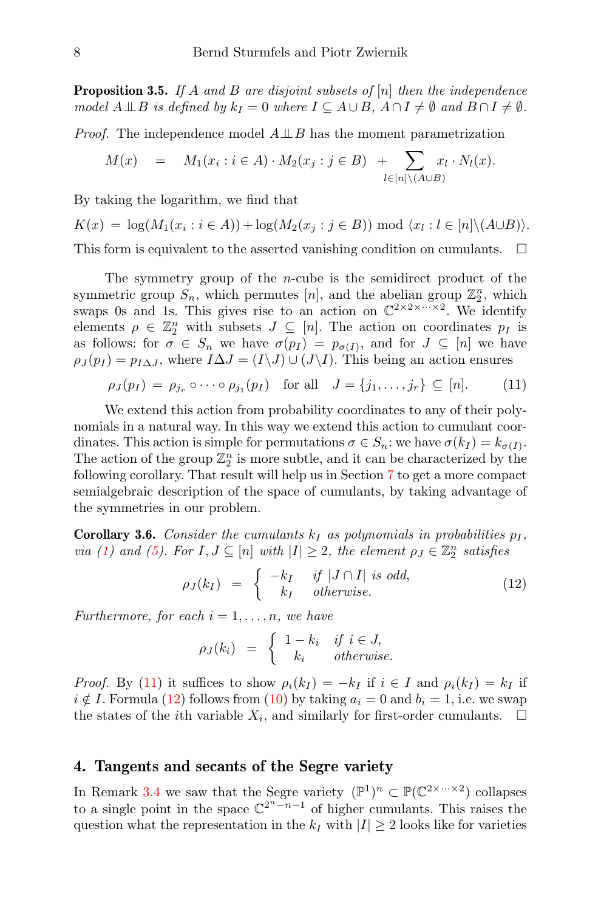**Proposition 3.5.** *If $A$ and $B$ are disjoint subsets of $[n]$ then the independence model $A \perp\!\!\!\perp B$ is defined by $k_I = 0$ where $I \subseteq A \cup B$, $A \cap I \neq \emptyset$ and $B \cap I \neq \emptyset$.*

*Proof.* The independence model $A \perp\!\!\!\perp B$ has the moment parametrization

$$M(x) \quad = \quad M_1(x_i : i \in A) \cdot M_2(x_j : j \in B) \; + \sum_{l \in [n] \setminus (A \cup B)} x_l \cdot N_l(x).$$

By taking the logarithm, we find that

$$K(x) \,=\, \log(M_1(x_i : i \in A)) + \log(M_2(x_j : j \in B)) \bmod \langle x_l : l \in [n] \backslash (A \cup B) \rangle.$$

This form is equivalent to the asserted vanishing condition on cumulants. $\square$

The symmetry group of the $n$-cube is the semidirect product of the symmetric group $S_n$, which permutes $[n]$, and the abelian group $\mathbb{Z}_2^n$, which swaps 0s and 1s. This gives rise to an action on $\mathbb{C}^{2 \times 2 \times \cdots \times 2}$. We identify elements $\rho \in \mathbb{Z}_2^n$ with subsets $J \subseteq [n]$. The action on coordinates $p_I$ is as follows: for $\sigma \in S_n$ we have $\sigma(p_I) = p_{\sigma(I)}$, and for $J \subseteq [n]$ we have $\rho_J(p_I) = p_{I \Delta J}$, where $I \Delta J = (I \backslash J) \cup (J \backslash I)$. This being an action ensures

$$\rho_J(p_I) \,=\, \rho_{j_r} \circ \cdots \circ \rho_{j_1}(p_I) \quad \text{for all} \quad J = \{j_1, \ldots, j_r\} \subseteq [n]. \tag{11}$$

We extend this action from probability coordinates to any of their polynomials in a natural way. In this way we extend this action to cumulant coordinates. This action is simple for permutations $\sigma \in S_n$: we have $\sigma(k_I) = k_{\sigma(I)}$. The action of the group $\mathbb{Z}_2^n$ is more subtle, and it can be characterized by the following corollary. That result will help us in Section 7 to get a more compact semialgebraic description of the space of cumulants, by taking advantage of the symmetries in our problem.

**Corollary 3.6.** *Consider the cumulants $k_I$ as polynomials in probabilities $p_I$, via (1) and (5). For $I, J \subseteq [n]$ with $|I| \geq 2$, the element $\rho_J \in \mathbb{Z}_2^n$ satisfies*

$$\rho_J(k_I) \quad = \quad \begin{cases} -k_I & \text{if } |J \cap I| \text{ is odd,} \\ \;\;\, k_I & \text{otherwise.} \end{cases} \tag{12}$$

*Furthermore, for each $i = 1, \ldots, n$, we have*

$$\rho_J(k_i) \quad = \quad \begin{cases} 1 - k_i & \text{if } i \in J, \\ \;\;\, k_i & \text{otherwise.} \end{cases}$$

*Proof.* By (11) it suffices to show $\rho_i(k_I) = -k_I$ if $i \in I$ and $\rho_i(k_I) = k_I$ if $i \notin I$. Formula (12) follows from (10) by taking $a_i = 0$ and $b_i = 1$, i.e. we swap the states of the $i$th variable $X_i$, and similarly for first-order cumulants. $\square$

## 4. Tangents and secants of the Segre variety

In Remark 3.4 we saw that the Segre variety $(\mathbb{P}^1)^n \subset \mathbb{P}(\mathbb{C}^{2 \times \cdots \times 2})$ collapses to a single point in the space $\mathbb{C}^{2^n - n - 1}$ of higher cumulants. This raises the question what the representation in the $k_I$ with $|I| \geq 2$ looks like for varieties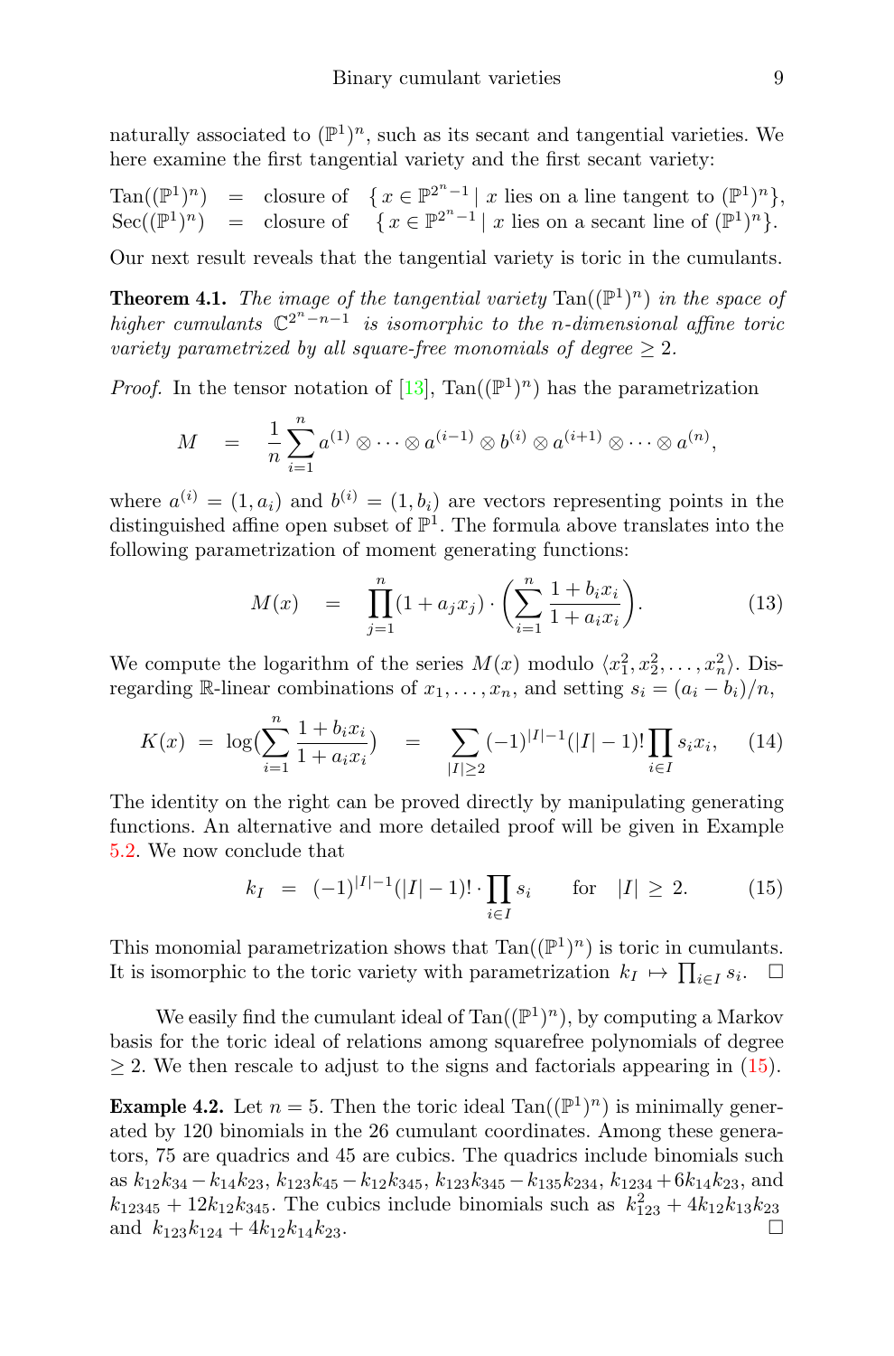naturally associated to $(\mathbb{P}^1)^n$, such as its secant and tangential varieties. We here examine the first tangential variety and the first secant variety:

$$
\begin{aligned}
\mathrm{Tan}((\mathbb{P}^1)^n) &= \text{closure of} \quad \{ x \in \mathbb{P}^{2^n-1} \mid x \text{ lies on a line tangent to } (\mathbb{P}^1)^n \}, \\
\mathrm{Sec}((\mathbb{P}^1)^n) &= \text{closure of} \quad \{ x \in \mathbb{P}^{2^n-1} \mid x \text{ lies on a secant line of } (\mathbb{P}^1)^n \}.
\end{aligned}
$$

Our next result reveals that the tangential variety is toric in the cumulants.

**Theorem 4.1.** *The image of the tangential variety* $\mathrm{Tan}((\mathbb{P}^1)^n)$ *in the space of higher cumulants* $\mathbb{C}^{2^n-n-1}$ *is isomorphic to the $n$-dimensional affine toric variety parametrized by all square-free monomials of degree $\geq 2$.*

*Proof.* In the tensor notation of [13], $\mathrm{Tan}((\mathbb{P}^1)^n)$ has the parametrization

$$
M \quad = \quad \frac{1}{n} \sum_{i=1}^{n} a^{(1)} \otimes \cdots \otimes a^{(i-1)} \otimes b^{(i)} \otimes a^{(i+1)} \otimes \cdots \otimes a^{(n)},
$$

where $a^{(i)} = (1, a_i)$ and $b^{(i)} = (1, b_i)$ are vectors representing points in the distinguished affine open subset of $\mathbb{P}^1$. The formula above translates into the following parametrization of moment generating functions:

$$
M(x) \quad = \quad \prod_{j=1}^{n} (1 + a_j x_j) \cdot \left( \sum_{i=1}^{n} \frac{1 + b_i x_i}{1 + a_i x_i} \right). \tag{13}
$$

We compute the logarithm of the series $M(x)$ modulo $\langle x_1^2, x_2^2, \ldots, x_n^2 \rangle$. Disregarding $\mathbb{R}$-linear combinations of $x_1, \ldots, x_n$, and setting $s_i = (a_i - b_i)/n$,

$$
K(x) \;=\; \log\Big(\sum_{i=1}^{n} \frac{1 + b_i x_i}{1 + a_i x_i}\Big) \quad = \quad \sum_{|I| \geq 2} (-1)^{|I|-1} (|I| - 1)! \prod_{i \in I} s_i x_i, \tag{14}
$$

The identity on the right can be proved directly by manipulating generating functions. An alternative and more detailed proof will be given in Example 5.2. We now conclude that

$$
k_I \;=\; (-1)^{|I|-1} (|I| - 1)! \cdot \prod_{i \in I} s_i \qquad \text{for} \quad |I| \,\geq\, 2. \tag{15}
$$

This monomial parametrization shows that $\mathrm{Tan}((\mathbb{P}^1)^n)$ is toric in cumulants. It is isomorphic to the toric variety with parametrization $k_I \mapsto \prod_{i \in I} s_i$. □

We easily find the cumulant ideal of $\mathrm{Tan}((\mathbb{P}^1)^n)$, by computing a Markov basis for the toric ideal of relations among squarefree polynomials of degree $\geq 2$. We then rescale to adjust to the signs and factorials appearing in (15).

**Example 4.2.** Let $n = 5$. Then the toric ideal $\mathrm{Tan}((\mathbb{P}^1)^n)$ is minimally generated by 120 binomials in the 26 cumulant coordinates. Among these generators, 75 are quadrics and 45 are cubics. The quadrics include binomials such as $k_{12}k_{34} - k_{14}k_{23}$, $k_{123}k_{45} - k_{12}k_{345}$, $k_{123}k_{345} - k_{135}k_{234}$, $k_{1234} + 6k_{14}k_{23}$, and $k_{12345} + 12k_{12}k_{345}$. The cubics include binomials such as $k_{123}^2 + 4k_{12}k_{13}k_{23}$ and $k_{123}k_{124} + 4k_{12}k_{14}k_{23}$. □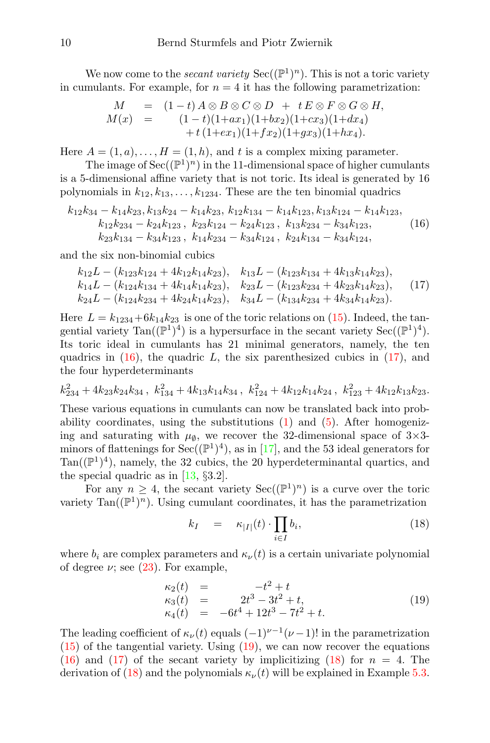We now come to the *secant variety* $\mathrm{Sec}((\mathbb{P}^1)^n)$. This is not a toric variety in cumulants. For example, for $n = 4$ it has the following parametrization:

$$\begin{array}{rcl} M & = & (1-t)\, A \otimes B \otimes C \otimes D \;+\; t\, E \otimes F \otimes G \otimes H, \\ M(x) & = & (1-t)(1{+}ax_1)(1{+}bx_2)(1{+}cx_3)(1{+}dx_4) \\ & & \quad + t\,(1{+}ex_1)(1{+}fx_2)(1{+}gx_3)(1{+}hx_4). \end{array}$$

Here $A = (1, a), \ldots, H = (1, h)$, and $t$ is a complex mixing parameter.

The image of $\mathrm{Sec}((\mathbb{P}^1)^n)$ in the 11-dimensional space of higher cumulants is a 5-dimensional affine variety that is not toric. Its ideal is generated by 16 polynomials in $k_{12}, k_{13}, \ldots, k_{1234}$. These are the ten binomial quadrics

$$\begin{array}{c} k_{12}k_{34} - k_{14}k_{23},\, k_{13}k_{24} - k_{14}k_{23},\, k_{12}k_{134} - k_{14}k_{123},\, k_{13}k_{124} - k_{14}k_{123}, \\ k_{12}k_{234} - k_{24}k_{123}\,,\; k_{23}k_{124} - k_{24}k_{123}\,,\; k_{13}k_{234} - k_{34}k_{123}, \\ k_{23}k_{134} - k_{34}k_{123}\,,\; k_{14}k_{234} - k_{34}k_{124}\,,\; k_{24}k_{134} - k_{34}k_{124}, \end{array} \tag{16}$$

and the six non-binomial cubics

$$\begin{array}{ll} k_{12}L - (k_{123}k_{124} + 4k_{12}k_{14}k_{23}), & k_{13}L - (k_{123}k_{134} + 4k_{13}k_{14}k_{23}), \\ k_{14}L - (k_{124}k_{134} + 4k_{14}k_{14}k_{23}), & k_{23}L - (k_{123}k_{234} + 4k_{23}k_{14}k_{23}), \\ k_{24}L - (k_{124}k_{234} + 4k_{24}k_{14}k_{23}), & k_{34}L - (k_{134}k_{234} + 4k_{34}k_{14}k_{23}). \end{array} \tag{17}$$

Here $L = k_{1234} + 6k_{14}k_{23}$ is one of the toric relations on (15). Indeed, the tangential variety $\mathrm{Tan}((\mathbb{P}^1)^4)$ is a hypersurface in the secant variety $\mathrm{Sec}((\mathbb{P}^1)^4)$. Its toric ideal in cumulants has 21 minimal generators, namely, the ten quadrics in (16), the quadric $L$, the six parenthesized cubics in (17), and the four hyperdeterminants

$$k_{234}^2 + 4k_{23}k_{24}k_{34}\,,\; k_{134}^2 + 4k_{13}k_{14}k_{34}\,,\; k_{124}^2 + 4k_{12}k_{14}k_{24}\,,\; k_{123}^2 + 4k_{12}k_{13}k_{23}.$$

These various equations in cumulants can now be translated back into probability coordinates, using the substitutions (1) and (5). After homogenizing and saturating with $\mu_\emptyset$, we recover the 32-dimensional space of $3{\times}3$-minors of flattenings for $\mathrm{Sec}((\mathbb{P}^1)^4)$, as in [17], and the 53 ideal generators for $\mathrm{Tan}((\mathbb{P}^1)^4)$, namely, the 32 cubics, the 20 hyperdeterminantal quartics, and the special quadric as in [13, §3.2].

For any $n \geq 4$, the secant variety $\mathrm{Sec}((\mathbb{P}^1)^n)$ is a curve over the toric variety $\mathrm{Tan}((\mathbb{P}^1)^n)$. Using cumulant coordinates, it has the parametrization

$$k_I \quad = \quad \kappa_{|I|}(t) \cdot \prod_{i \in I} b_i, \tag{18}$$

where $b_i$ are complex parameters and $\kappa_\nu(t)$ is a certain univariate polynomial of degree $\nu$; see (23). For example,

$$\begin{array}{rcl} \kappa_2(t) & = & -t^2 + t \\ \kappa_3(t) & = & 2t^3 - 3t^2 + t, \\ \kappa_4(t) & = & -6t^4 + 12t^3 - 7t^2 + t. \end{array} \tag{19}$$

The leading coefficient of $\kappa_\nu(t)$ equals $(-1)^{\nu-1}(\nu-1)!$ in the parametrization (15) of the tangential variety. Using (19), we can now recover the equations (16) and (17) of the secant variety by implicitizing (18) for $n = 4$. The derivation of (18) and the polynomials $\kappa_\nu(t)$ will be explained in Example 5.3.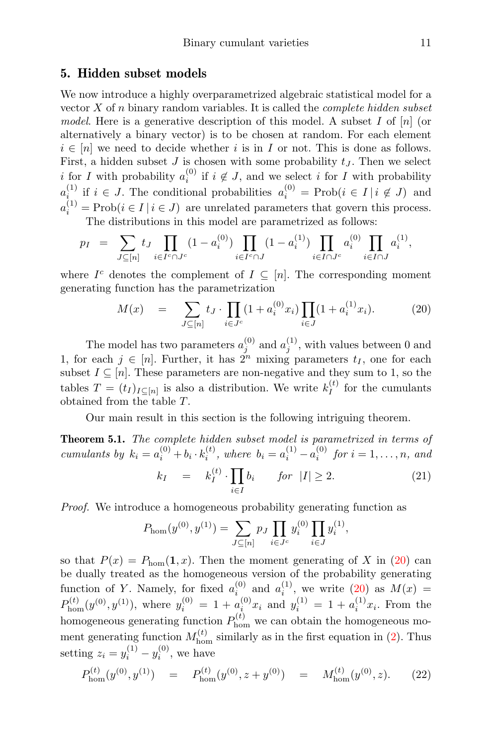## 5. Hidden subset models

We now introduce a highly overparametrized algebraic statistical model for a vector $X$ of $n$ binary random variables. It is called the *complete hidden subset model*. Here is a generative description of this model. A subset $I$ of $[n]$ (or alternatively a binary vector) is to be chosen at random. For each element $i \in [n]$ we need to decide whether $i$ is in $I$ or not. This is done as follows. First, a hidden subset $J$ is chosen with some probability $t_J$. Then we select $i$ for $I$ with probability $a_i^{(0)}$ if $i \notin J$, and we select $i$ for $I$ with probability $a_i^{(1)}$ if $i \in J$. The conditional probabilities $a_i^{(0)} = \mathrm{Prob}(i \in I \,|\, i \notin J)$ and $a_i^{(1)} = \mathrm{Prob}(i \in I \,|\, i \in J)$ are unrelated parameters that govern this process.

The distributions in this model are parametrized as follows:

$$p_I \;=\; \sum_{J \subseteq [n]} t_J \prod_{i \in I^c \cap J^c} (1 - a_i^{(0)}) \prod_{i \in I^c \cap J} (1 - a_i^{(1)}) \prod_{i \in I \cap J^c} a_i^{(0)} \prod_{i \in I \cap J} a_i^{(1)},$$

where $I^c$ denotes the complement of $I \subseteq [n]$. The corresponding moment generating function has the parametrization

$$M(x) \;=\; \sum_{J \subseteq [n]} t_J \cdot \prod_{i \in J^c} (1 + a_i^{(0)} x_i) \prod_{i \in J} (1 + a_i^{(1)} x_i). \tag{20}$$

The model has two parameters $a_j^{(0)}$ and $a_j^{(1)}$, with values between 0 and 1, for each $j \in [n]$. Further, it has $2^n$ mixing parameters $t_I$, one for each subset $I \subseteq [n]$. These parameters are non-negative and they sum to 1, so the tables $T = (t_I)_{I \subseteq [n]}$ is also a distribution. We write $k_I^{(t)}$ for the cumulants obtained from the table $T$.

Our main result in this section is the following intriguing theorem.

**Theorem 5.1.** *The complete hidden subset model is parametrized in terms of cumulants by* $k_i = a_i^{(0)} + b_i \cdot k_i^{(t)}$, *where* $b_i = a_i^{(1)} - a_i^{(0)}$ *for* $i = 1, \ldots, n$, *and*

$$k_I \;=\; k_I^{(t)} \cdot \prod_{i \in I} b_i \qquad \text{for } \; |I| \geq 2. \tag{21}$$

*Proof.* We introduce a homogeneous probability generating function as

$$P_{\mathrm{hom}}(y^{(0)}, y^{(1)}) = \sum_{J \subseteq [n]} p_J \prod_{i \in J^c} y_i^{(0)} \prod_{i \in J} y_i^{(1)},$$

so that $P(x) = P_{\mathrm{hom}}(\mathbf{1}, x)$. Then the moment generating of $X$ in (20) can be dually treated as the homogeneous version of the probability generating function of $Y$. Namely, for fixed $a_i^{(0)}$ and $a_i^{(1)}$, we write (20) as $M(x) = P_{\mathrm{hom}}^{(t)}(y^{(0)}, y^{(1)})$, where $y_i^{(0)} = 1 + a_i^{(0)} x_i$ and $y_i^{(1)} = 1 + a_i^{(1)} x_i$. From the homogeneous generating function $P_{\mathrm{hom}}^{(t)}$ we can obtain the homogeneous moment generating function $M_{\mathrm{hom}}^{(t)}$ similarly as in the first equation in (2). Thus setting $z_i = y_i^{(1)} - y_i^{(0)}$, we have

$$P_{\mathrm{hom}}^{(t)}(y^{(0)}, y^{(1)}) \;=\; P_{\mathrm{hom}}^{(t)}(y^{(0)}, z + y^{(0)}) \;=\; M_{\mathrm{hom}}^{(t)}(y^{(0)}, z). \tag{22}$$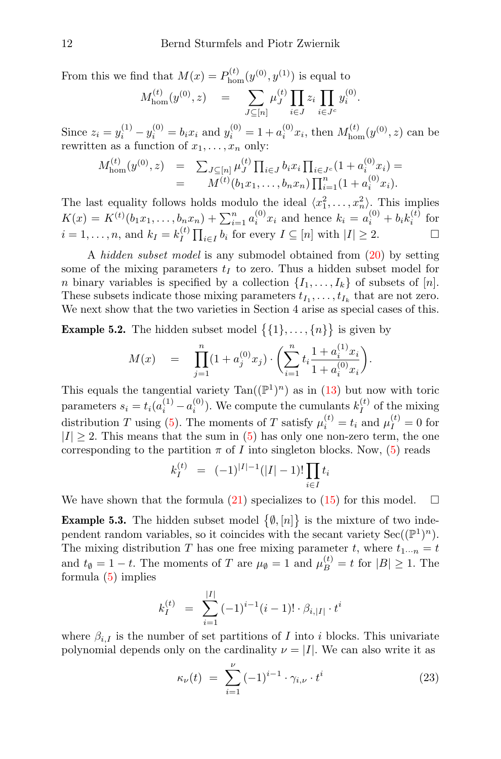From this we find that $M(x) = P^{(t)}_{\text{hom}}(y^{(0)}, y^{(1)})$ is equal to

$$M^{(t)}_{\text{hom}}(y^{(0)}, z) \quad = \quad \sum_{J \subseteq [n]} \mu^{(t)}_J \prod_{i \in J} z_i \prod_{i \in J^c} y^{(0)}_i.$$

Since $z_i = y^{(1)}_i - y^{(0)}_i = b_i x_i$ and $y^{(0)}_i = 1 + a^{(0)}_i x_i$, then $M^{(t)}_{\text{hom}}(y^{(0)}, z)$ can be rewritten as a function of $x_1, \ldots, x_n$ only:

$$\begin{aligned} M^{(t)}_{\text{hom}}(y^{(0)}, z) &= \textstyle\sum_{J \subseteq [n]} \mu^{(t)}_J \prod_{i \in J} b_i x_i \prod_{i \in J^c} (1 + a^{(0)}_i x_i) = \\ &= \quad M^{(t)}(b_1 x_1, \ldots, b_n x_n) \textstyle\prod_{i=1}^n (1 + a^{(0)}_i x_i). \end{aligned}$$

The last equality follows holds modulo the ideal $\langle x_1^2, \ldots, x_n^2 \rangle$. This implies $K(x) = K^{(t)}(b_1 x_1, \ldots, b_n x_n) + \sum_{i=1}^n a^{(0)}_i x_i$ and hence $k_i = a^{(0)}_i + b_i k^{(t)}_i$ for $i = 1, \ldots, n$, and $k_I = k^{(t)}_I \prod_{i \in I} b_i$ for every $I \subseteq [n]$ with $|I| \geq 2$. □

A *hidden subset model* is any submodel obtained from (20) by setting some of the mixing parameters $t_I$ to zero. Thus a hidden subset model for $n$ binary variables is specified by a collection $\{I_1, \ldots, I_k\}$ of subsets of $[n]$. These subsets indicate those mixing parameters $t_{I_1}, \ldots, t_{I_k}$ that are not zero. We next show that the two varieties in Section 4 arise as special cases of this.

**Example 5.2.** The hidden subset model $\big\{\{1\}, \ldots, \{n\}\big\}$ is given by

$$M(x) \quad = \quad \prod_{j=1}^n (1 + a^{(0)}_j x_j) \cdot \left( \sum_{i=1}^n t_i \frac{1 + a^{(1)}_i x_i}{1 + a^{(0)}_i x_i} \right).$$

This equals the tangential variety $\text{Tan}((\mathbb{P}^1)^n)$ as in (13) but now with toric parameters $s_i = t_i(a^{(1)}_i - a^{(0)}_i)$. We compute the cumulants $k^{(t)}_I$ of the mixing distribution $T$ using (5). The moments of $T$ satisfy $\mu^{(t)}_i = t_i$ and $\mu^{(t)}_I = 0$ for $|I| \geq 2$. This means that the sum in (5) has only one non-zero term, the one corresponding to the partition $\pi$ of $I$ into singleton blocks. Now, (5) reads

$$k^{(t)}_I \quad = \quad (-1)^{|I|-1} (|I| - 1)! \prod_{i \in I} t_i$$

We have shown that the formula (21) specializes to (15) for this model. □

**Example 5.3.** The hidden subset model $\big\{\emptyset, [n]\big\}$ is the mixture of two independent random variables, so it coincides with the secant variety $\text{Sec}((\mathbb{P}^1)^n)$. The mixing distribution $T$ has one free mixing parameter $t$, where $t_{1 \cdots n} = t$ and $t_\emptyset = 1 - t$. The moments of $T$ are $\mu_\emptyset = 1$ and $\mu^{(t)}_B = t$ for $|B| \geq 1$. The formula (5) implies

$$k^{(t)}_I \quad = \quad \sum_{i=1}^{|I|} (-1)^{i-1} (i-1)! \cdot \beta_{i,|I|} \cdot t^i$$

where $\beta_{i,I}$ is the number of set partitions of $I$ into $i$ blocks. This univariate polynomial depends only on the cardinality $\nu = |I|$. We can also write it as

$$\kappa_\nu(t) \;=\; \sum_{i=1}^{\nu} (-1)^{i-1} \cdot \gamma_{i,\nu} \cdot t^i \tag{23}$$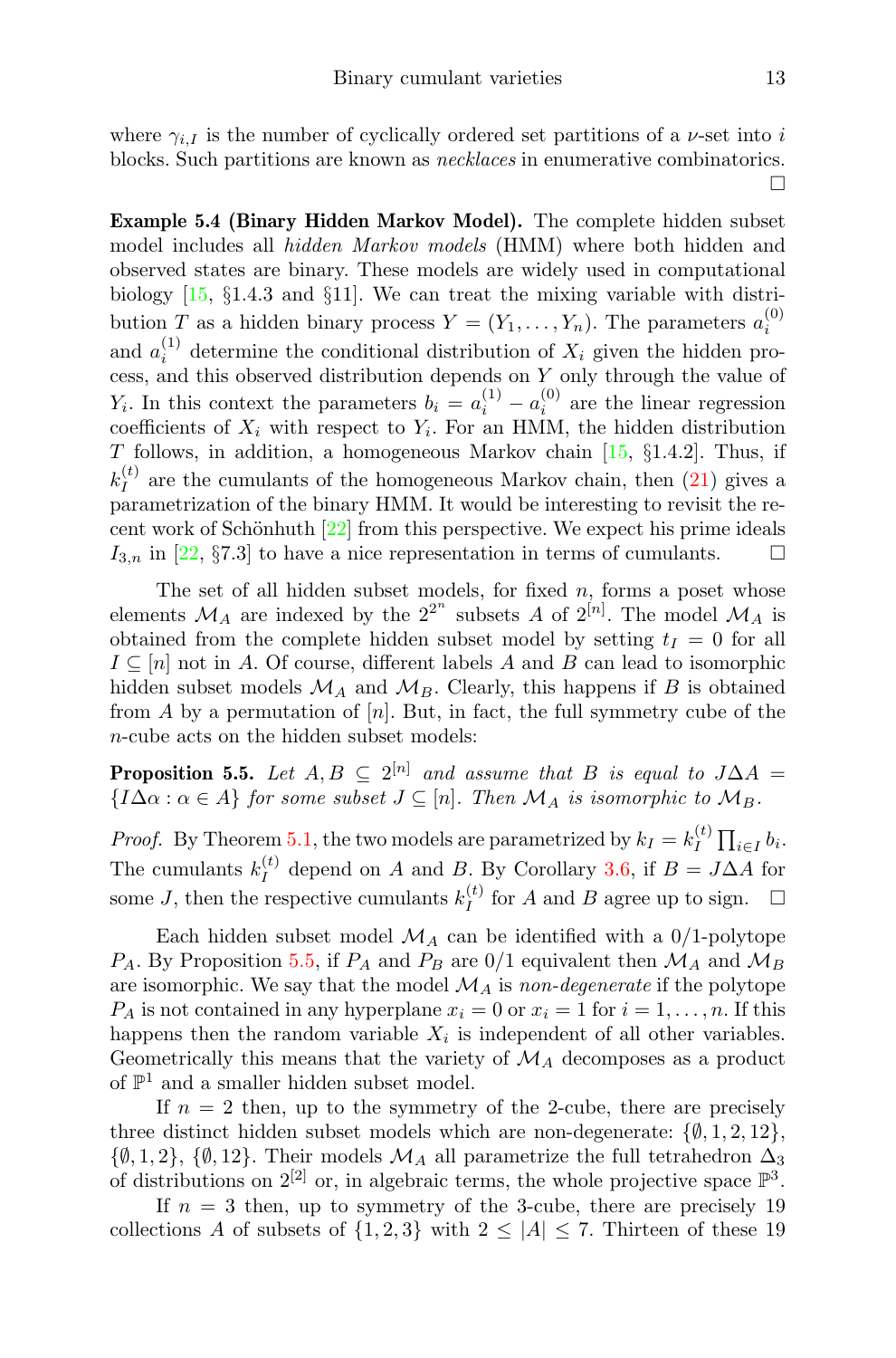where $\gamma_{i,I}$ is the number of cyclically ordered set partitions of a $\nu$-set into $i$ blocks. Such partitions are known as *necklaces* in enumerative combinatorics. $\square$

**Example 5.4 (Binary Hidden Markov Model).** The complete hidden subset model includes all *hidden Markov models* (HMM) where both hidden and observed states are binary. These models are widely used in computational biology [15, §1.4.3 and §11]. We can treat the mixing variable with distribution $T$ as a hidden binary process $Y = (Y_1, \ldots, Y_n)$. The parameters $a_i^{(0)}$ and $a_i^{(1)}$ determine the conditional distribution of $X_i$ given the hidden process, and this observed distribution depends on $Y$ only through the value of $Y_i$. In this context the parameters $b_i = a_i^{(1)} - a_i^{(0)}$ are the linear regression coefficients of $X_i$ with respect to $Y_i$. For an HMM, the hidden distribution $T$ follows, in addition, a homogeneous Markov chain [15, §1.4.2]. Thus, if $k_I^{(t)}$ are the cumulants of the homogeneous Markov chain, then (21) gives a parametrization of the binary HMM. It would be interesting to revisit the recent work of Schönhuth [22] from this perspective. We expect his prime ideals $I_{3,n}$ in [22, §7.3] to have a nice representation in terms of cumulants. $\square$

The set of all hidden subset models, for fixed $n$, forms a poset whose elements $\mathcal{M}_A$ are indexed by the $2^{2^n}$ subsets $A$ of $2^{[n]}$. The model $\mathcal{M}_A$ is obtained from the complete hidden subset model by setting $t_I = 0$ for all $I \subseteq [n]$ not in $A$. Of course, different labels $A$ and $B$ can lead to isomorphic hidden subset models $\mathcal{M}_A$ and $\mathcal{M}_B$. Clearly, this happens if $B$ is obtained from $A$ by a permutation of $[n]$. But, in fact, the full symmetry cube of the $n$-cube acts on the hidden subset models:

**Proposition 5.5.** *Let $A, B \subseteq 2^{[n]}$ and assume that $B$ is equal to $J\Delta A = \{I\Delta\alpha : \alpha \in A\}$ for some subset $J \subseteq [n]$. Then $\mathcal{M}_A$ is isomorphic to $\mathcal{M}_B$.*

*Proof.* By Theorem 5.1, the two models are parametrized by $k_I = k_I^{(t)} \prod_{i \in I} b_i$. The cumulants $k_I^{(t)}$ depend on $A$ and $B$. By Corollary 3.6, if $B = J\Delta A$ for some $J$, then the respective cumulants $k_I^{(t)}$ for $A$ and $B$ agree up to sign. $\square$

Each hidden subset model $\mathcal{M}_A$ can be identified with a 0/1-polytope $P_A$. By Proposition 5.5, if $P_A$ and $P_B$ are 0/1 equivalent then $\mathcal{M}_A$ and $\mathcal{M}_B$ are isomorphic. We say that the model $\mathcal{M}_A$ is *non-degenerate* if the polytope $P_A$ is not contained in any hyperplane $x_i = 0$ or $x_i = 1$ for $i = 1, \ldots, n$. If this happens then the random variable $X_i$ is independent of all other variables. Geometrically this means that the variety of $\mathcal{M}_A$ decomposes as a product of $\mathbb{P}^1$ and a smaller hidden subset model.

If $n = 2$ then, up to the symmetry of the 2-cube, there are precisely three distinct hidden subset models which are non-degenerate: $\{\emptyset, 1, 2, 12\}$, $\{\emptyset, 1, 2\}$, $\{\emptyset, 12\}$. Their models $\mathcal{M}_A$ all parametrize the full tetrahedron $\Delta_3$ of distributions on $2^{[2]}$ or, in algebraic terms, the whole projective space $\mathbb{P}^3$.

If $n = 3$ then, up to symmetry of the 3-cube, there are precisely 19 collections $A$ of subsets of $\{1, 2, 3\}$ with $2 \leq |A| \leq 7$. Thirteen of these 19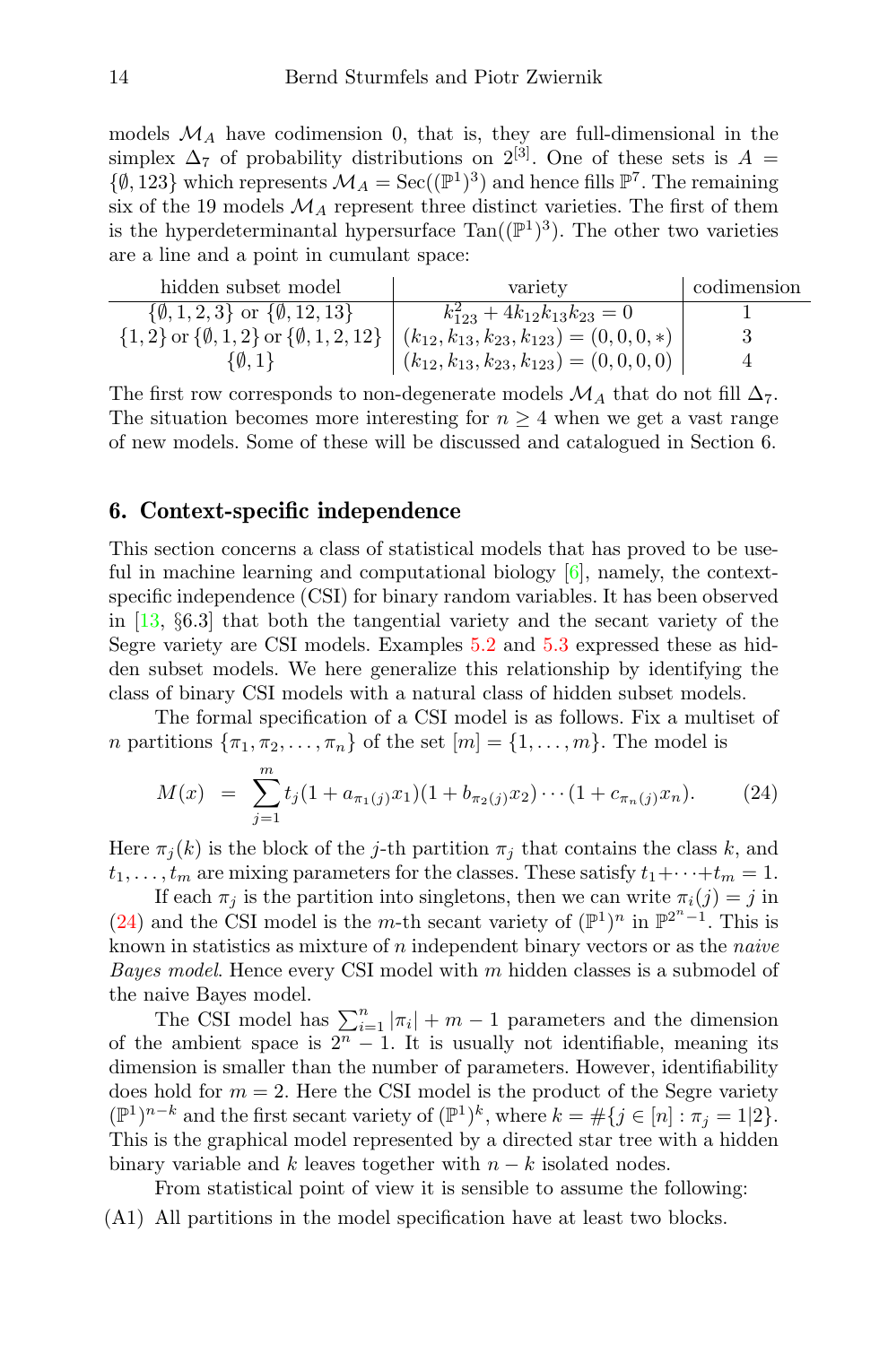models $\mathcal{M}_A$ have codimension 0, that is, they are full-dimensional in the simplex $\Delta_7$ of probability distributions on $2^{[3]}$. One of these sets is $A = \{\emptyset, 123\}$ which represents $\mathcal{M}_A = \mathrm{Sec}((\mathbb{P}^1)^3)$ and hence fills $\mathbb{P}^7$. The remaining six of the 19 models $\mathcal{M}_A$ represent three distinct varieties. The first of them is the hyperdeterminantal hypersurface $\mathrm{Tan}((\mathbb{P}^1)^3)$. The other two varieties are a line and a point in cumulant space:

| hidden subset model | variety | codimension |
|---|---|---|
| $\{\emptyset, 1, 2, 3\}$ or $\{\emptyset, 12, 13\}$ | $k_{123}^2 + 4k_{12}k_{13}k_{23} = 0$ | 1 |
| $\{1, 2\}$ or $\{\emptyset, 1, 2\}$ or $\{\emptyset, 1, 2, 12\}$ | $(k_{12}, k_{13}, k_{23}, k_{123}) = (0, 0, 0, *)$ | 3 |
| $\{\emptyset, 1\}$ | $(k_{12}, k_{13}, k_{23}, k_{123}) = (0, 0, 0, 0)$ | 4 |

The first row corresponds to non-degenerate models $\mathcal{M}_A$ that do not fill $\Delta_7$. The situation becomes more interesting for $n \geq 4$ when we get a vast range of new models. Some of these will be discussed and catalogued in Section 6.

## 6. Context-specific independence

This section concerns a class of statistical models that has proved to be useful in machine learning and computational biology [6], namely, the context-specific independence (CSI) for binary random variables. It has been observed in [13, §6.3] that both the tangential variety and the secant variety of the Segre variety are CSI models. Examples 5.2 and 5.3 expressed these as hidden subset models. We here generalize this relationship by identifying the class of binary CSI models with a natural class of hidden subset models.

The formal specification of a CSI model is as follows. Fix a multiset of $n$ partitions $\{\pi_1, \pi_2, \ldots, \pi_n\}$ of the set $[m] = \{1, \ldots, m\}$. The model is

$$M(x) \;=\; \sum_{j=1}^{m} t_j(1 + a_{\pi_1(j)}x_1)(1 + b_{\pi_2(j)}x_2)\cdots(1 + c_{\pi_n(j)}x_n). \tag{24}$$

Here $\pi_j(k)$ is the block of the $j$-th partition $\pi_j$ that contains the class $k$, and $t_1, \ldots, t_m$ are mixing parameters for the classes. These satisfy $t_1 + \cdots + t_m = 1$.

If each $\pi_j$ is the partition into singletons, then we can write $\pi_i(j) = j$ in (24) and the CSI model is the $m$-th secant variety of $(\mathbb{P}^1)^n$ in $\mathbb{P}^{2^n-1}$. This is known in statistics as mixture of $n$ independent binary vectors or as the *naive Bayes model*. Hence every CSI model with $m$ hidden classes is a submodel of the naive Bayes model.

The CSI model has $\sum_{i=1}^n |\pi_i| + m - 1$ parameters and the dimension of the ambient space is $2^n - 1$. It is usually not identifiable, meaning its dimension is smaller than the number of parameters. However, identifiability does hold for $m = 2$. Here the CSI model is the product of the Segre variety $(\mathbb{P}^1)^{n-k}$ and the first secant variety of $(\mathbb{P}^1)^k$, where $k = \#\{j \in [n] : \pi_j = 1|2\}$. This is the graphical model represented by a directed star tree with a hidden binary variable and $k$ leaves together with $n - k$ isolated nodes.

From statistical point of view it is sensible to assume the following:

(A1) All partitions in the model specification have at least two blocks.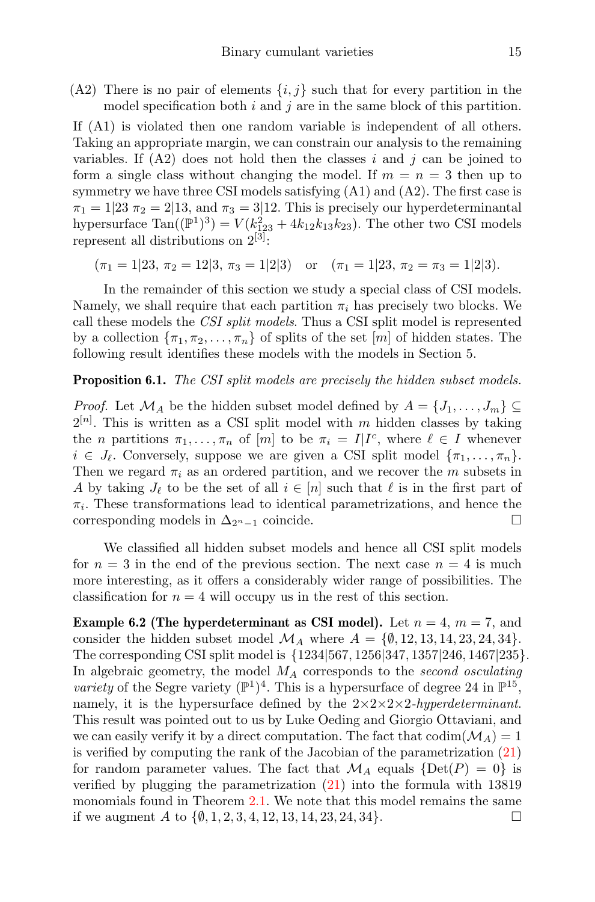(A2) There is no pair of elements $\{i, j\}$ such that for every partition in the model specification both $i$ and $j$ are in the same block of this partition.

If (A1) is violated then one random variable is independent of all others. Taking an appropriate margin, we can constrain our analysis to the remaining variables. If (A2) does not hold then the classes $i$ and $j$ can be joined to form a single class without changing the model. If $m = n = 3$ then up to symmetry we have three CSI models satisfying (A1) and (A2). The first case is $\pi_1 = 1|23$ $\pi_2 = 2|13$, and $\pi_3 = 3|12$. This is precisely our hyperdeterminantal hypersurface $\mathrm{Tan}((\mathbb{P}^1)^3) = V(k_{123}^2 + 4k_{12}k_{13}k_{23})$. The other two CSI models represent all distributions on $2^{[3]}$:

$$(\pi_1 = 1|23,\ \pi_2 = 12|3,\ \pi_3 = 1|2|3) \quad \text{or} \quad (\pi_1 = 1|23,\ \pi_2 = \pi_3 = 1|2|3).$$

In the remainder of this section we study a special class of CSI models. Namely, we shall require that each partition $\pi_i$ has precisely two blocks. We call these models the *CSI split models*. Thus a CSI split model is represented by a collection $\{\pi_1, \pi_2, \ldots, \pi_n\}$ of splits of the set $[m]$ of hidden states. The following result identifies these models with the models in Section 5.

**Proposition 6.1.** *The CSI split models are precisely the hidden subset models.*

*Proof.* Let $\mathcal{M}_A$ be the hidden subset model defined by $A = \{J_1, \ldots, J_m\} \subseteq 2^{[n]}$. This is written as a CSI split model with $m$ hidden classes by taking the $n$ partitions $\pi_1, \ldots, \pi_n$ of $[m]$ to be $\pi_i = I|I^c$, where $\ell \in I$ whenever $i \in J_\ell$. Conversely, suppose we are given a CSI split model $\{\pi_1, \ldots, \pi_n\}$. Then we regard $\pi_i$ as an ordered partition, and we recover the $m$ subsets in $A$ by taking $J_\ell$ to be the set of all $i \in [n]$ such that $\ell$ is in the first part of $\pi_i$. These transformations lead to identical parametrizations, and hence the corresponding models in $\Delta_{2^n-1}$ coincide. □

We classified all hidden subset models and hence all CSI split models for $n = 3$ in the end of the previous section. The next case $n = 4$ is much more interesting, as it offers a considerably wider range of possibilities. The classification for $n = 4$ will occupy us in the rest of this section.

**Example 6.2 (The hyperdeterminant as CSI model).** Let $n = 4$, $m = 7$, and consider the hidden subset model $\mathcal{M}_A$ where $A = \{\emptyset, 12, 13, 14, 23, 24, 34\}$. The corresponding CSI split model is $\{1234|567, 1256|347, 1357|246, 1467|235\}$. In algebraic geometry, the model $M_A$ corresponds to the *second osculating variety* of the Segre variety $(\mathbb{P}^1)^4$. This is a hypersurface of degree 24 in $\mathbb{P}^{15}$, namely, it is the hypersurface defined by the $2{\times}2{\times}2{\times}2$-*hyperdeterminant*. This result was pointed out to us by Luke Oeding and Giorgio Ottaviani, and we can easily verify it by a direct computation. The fact that $\mathrm{codim}(\mathcal{M}_A) = 1$ is verified by computing the rank of the Jacobian of the parametrization (21) for random parameter values. The fact that $\mathcal{M}_A$ equals $\{\mathrm{Det}(P) = 0\}$ is verified by plugging the parametrization (21) into the formula with 13819 monomials found in Theorem 2.1. We note that this model remains the same if we augment $A$ to $\{\emptyset, 1, 2, 3, 4, 12, 13, 14, 23, 24, 34\}$. □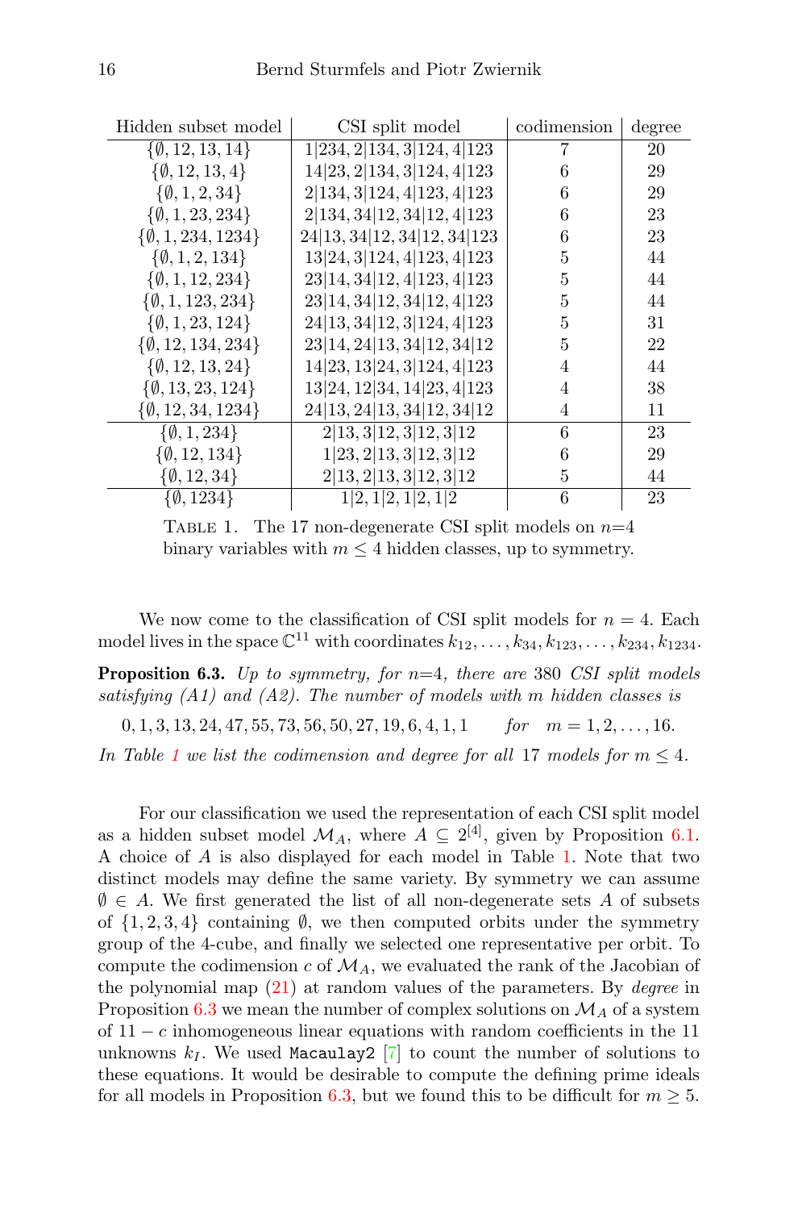| Hidden subset model | CSI split model | codimension | degree |
|---|---|---|---|
| $\{\emptyset, 12, 13, 14\}$ | $1\|234, 2\|134, 3\|124, 4\|123$ | 7 | 20 |
| $\{\emptyset, 12, 13, 4\}$ | $14\|23, 2\|134, 3\|124, 4\|123$ | 6 | 29 |
| $\{\emptyset, 1, 2, 34\}$ | $2\|134, 3\|124, 4\|123, 4\|123$ | 6 | 29 |
| $\{\emptyset, 1, 23, 234\}$ | $2\|134, 34\|12, 34\|12, 4\|123$ | 6 | 23 |
| $\{\emptyset, 1, 234, 1234\}$ | $24\|13, 34\|12, 34\|12, 34\|123$ | 6 | 23 |
| $\{\emptyset, 1, 2, 134\}$ | $13\|24, 3\|124, 4\|123, 4\|123$ | 5 | 44 |
| $\{\emptyset, 1, 12, 234\}$ | $23\|14, 34\|12, 4\|123, 4\|123$ | 5 | 44 |
| $\{\emptyset, 1, 123, 234\}$ | $23\|14, 34\|12, 34\|12, 4\|123$ | 5 | 44 |
| $\{\emptyset, 1, 23, 124\}$ | $24\|13, 34\|12, 3\|124, 4\|123$ | 5 | 31 |
| $\{\emptyset, 12, 134, 234\}$ | $23\|14, 24\|13, 34\|12, 34\|12$ | 5 | 22 |
| $\{\emptyset, 12, 13, 24\}$ | $14\|23, 13\|24, 3\|124, 4\|123$ | 4 | 44 |
| $\{\emptyset, 13, 23, 124\}$ | $13\|24, 12\|34, 14\|23, 4\|123$ | 4 | 38 |
| $\{\emptyset, 12, 34, 1234\}$ | $24\|13, 24\|13, 34\|12, 34\|12$ | 4 | 11 |
| $\{\emptyset, 1, 234\}$ | $2\|13, 3\|12, 3\|12, 3\|12$ | 6 | 23 |
| $\{\emptyset, 12, 134\}$ | $1\|23, 2\|13, 3\|12, 3\|12$ | 6 | 29 |
| $\{\emptyset, 12, 34\}$ | $2\|13, 2\|13, 3\|12, 3\|12$ | 5 | 44 |
| $\{\emptyset, 1234\}$ | $1\|2, 1\|2, 1\|2, 1\|2$ | 6 | 23 |

TABLE 1. The 17 non-degenerate CSI split models on $n$=4 binary variables with $m \leq 4$ hidden classes, up to symmetry.

We now come to the classification of CSI split models for $n = 4$. Each model lives in the space $\mathbb{C}^{11}$ with coordinates $k_{12}, \ldots, k_{34}, k_{123}, \ldots, k_{234}, k_{1234}$.

**Proposition 6.3.** *Up to symmetry, for n=4, there are* 380 *CSI split models satisfying (A1) and (A2). The number of models with m hidden classes is*

$$0, 1, 3, 13, 24, 47, 55, 73, 56, 50, 27, 19, 6, 4, 1, 1 \qquad \textit{for} \quad m = 1, 2, \ldots, 16.$$

*In Table 1 we list the codimension and degree for all* 17 *models for* $m \leq 4$.

For our classification we used the representation of each CSI split model as a hidden subset model $\mathcal{M}_A$, where $A \subseteq 2^{[4]}$, given by Proposition 6.1. A choice of $A$ is also displayed for each model in Table 1. Note that two distinct models may define the same variety. By symmetry we can assume $\emptyset \in A$. We first generated the list of all non-degenerate sets $A$ of subsets of $\{1, 2, 3, 4\}$ containing $\emptyset$, we then computed orbits under the symmetry group of the 4-cube, and finally we selected one representative per orbit. To compute the codimension $c$ of $\mathcal{M}_A$, we evaluated the rank of the Jacobian of the polynomial map (21) at random values of the parameters. By *degree* in Proposition 6.3 we mean the number of complex solutions on $\mathcal{M}_A$ of a system of $11 - c$ inhomogeneous linear equations with random coefficients in the 11 unknowns $k_I$. We used `Macaulay2` [7] to count the number of solutions to these equations. It would be desirable to compute the defining prime ideals for all models in Proposition 6.3, but we found this to be difficult for $m \geq 5$.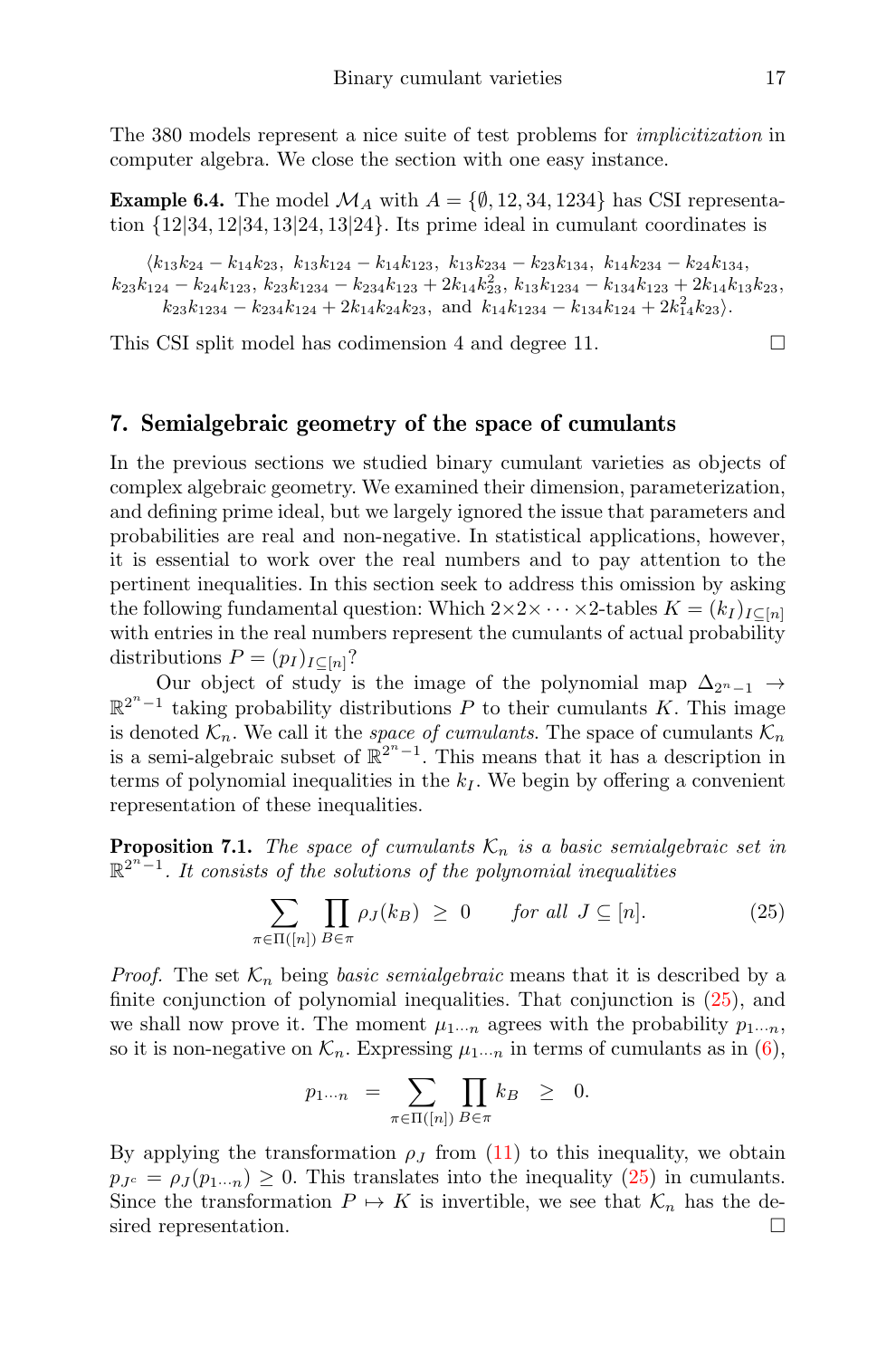The 380 models represent a nice suite of test problems for *implicitization* in computer algebra. We close the section with one easy instance.

**Example 6.4.** The model $\mathcal{M}_A$ with $A = \{\emptyset, 12, 34, 1234\}$ has CSI representation $\{12|34, 12|34, 13|24, 13|24\}$. Its prime ideal in cumulant coordinates is

$$\langle k_{13}k_{24} - k_{14}k_{23},\ k_{13}k_{124} - k_{14}k_{123},\ k_{13}k_{234} - k_{23}k_{134},\ k_{14}k_{234} - k_{24}k_{134},$$
$$k_{23}k_{124} - k_{24}k_{123},\ k_{23}k_{1234} - k_{234}k_{123} + 2k_{14}k_{23}^2,\ k_{13}k_{1234} - k_{134}k_{123} + 2k_{14}k_{13}k_{23},$$
$$k_{23}k_{1234} - k_{234}k_{124} + 2k_{14}k_{24}k_{23},\ \text{and}\ k_{14}k_{1234} - k_{134}k_{124} + 2k_{14}^2k_{23}\rangle.$$

This CSI split model has codimension 4 and degree 11. □

## 7. Semialgebraic geometry of the space of cumulants

In the previous sections we studied binary cumulant varieties as objects of complex algebraic geometry. We examined their dimension, parameterization, and defining prime ideal, but we largely ignored the issue that parameters and probabilities are real and non-negative. In statistical applications, however, it is essential to work over the real numbers and to pay attention to the pertinent inequalities. In this section seek to address this omission by asking the following fundamental question: Which $2\times 2\times\cdots\times 2$-tables $K = (k_I)_{I\subseteq[n]}$ with entries in the real numbers represent the cumulants of actual probability distributions $P = (p_I)_{I\subseteq[n]}$?

Our object of study is the image of the polynomial map $\Delta_{2^n-1} \to \mathbb{R}^{2^n-1}$ taking probability distributions $P$ to their cumulants $K$. This image is denoted $\mathcal{K}_n$. We call it the *space of cumulants*. The space of cumulants $\mathcal{K}_n$ is a semi-algebraic subset of $\mathbb{R}^{2^n-1}$. This means that it has a description in terms of polynomial inequalities in the $k_I$. We begin by offering a convenient representation of these inequalities.

**Proposition 7.1.** *The space of cumulants $\mathcal{K}_n$ is a basic semialgebraic set in $\mathbb{R}^{2^n-1}$. It consists of the solutions of the polynomial inequalities*

$$\sum_{\pi\in\Pi([n])}\prod_{B\in\pi}\rho_J(k_B)\ \geq\ 0 \qquad \textit{for all } J\subseteq[n]. \tag{25}$$

*Proof.* The set $\mathcal{K}_n$ being *basic semialgebraic* means that it is described by a finite conjunction of polynomial inequalities. That conjunction is (25), and we shall now prove it. The moment $\mu_{1\cdots n}$ agrees with the probability $p_{1\cdots n}$, so it is non-negative on $\mathcal{K}_n$. Expressing $\mu_{1\cdots n}$ in terms of cumulants as in (6),

$$p_{1\cdots n}\ =\ \sum_{\pi\in\Pi([n])}\prod_{B\in\pi}k_B\ \ \geq\ \ 0.$$

By applying the transformation $\rho_J$ from (11) to this inequality, we obtain $p_{J^c} = \rho_J(p_{1\cdots n}) \geq 0$. This translates into the inequality (25) in cumulants. Since the transformation $P \mapsto K$ is invertible, we see that $\mathcal{K}_n$ has the desired representation. □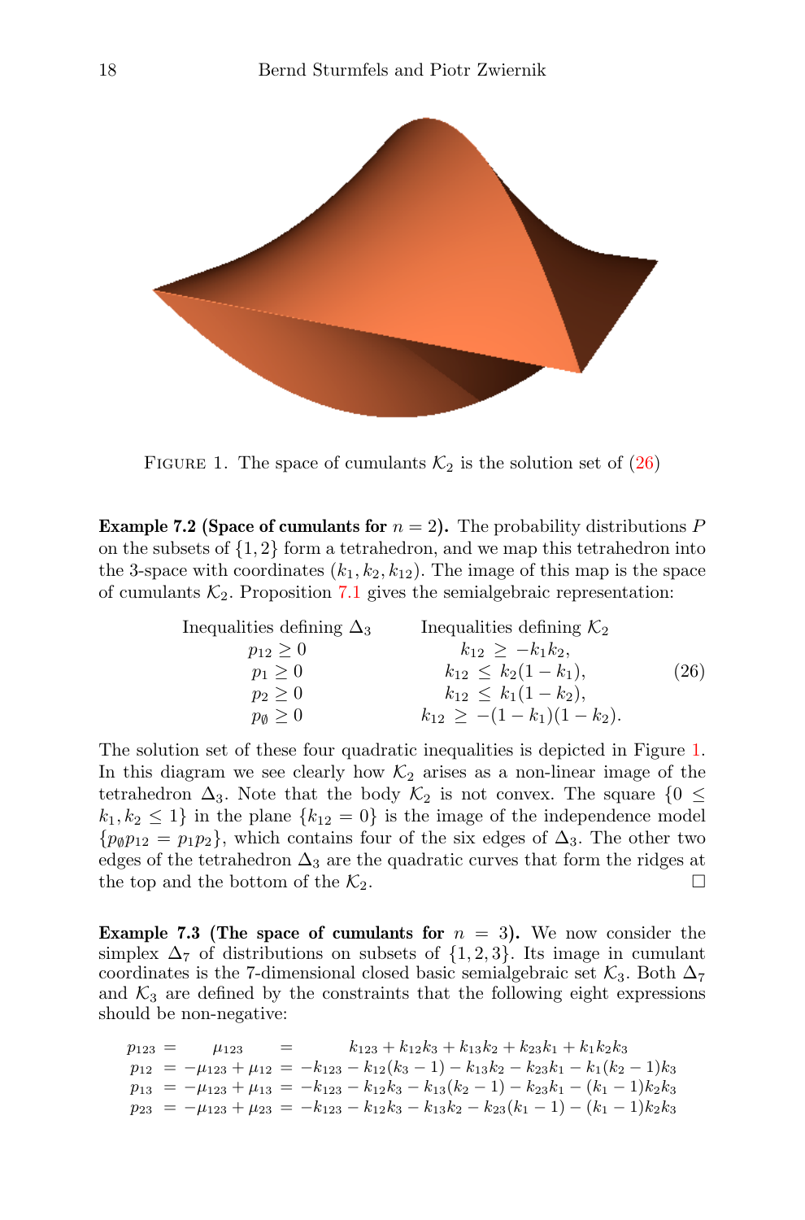FIGURE 1. The space of cumulants $\mathcal{K}_2$ is the solution set of (26)

**Example 7.2 (Space of cumulants for $n = 2$).** The probability distributions $P$ on the subsets of $\{1, 2\}$ form a tetrahedron, and we map this tetrahedron into the 3-space with coordinates $(k_1, k_2, k_{12})$. The image of this map is the space of cumulants $\mathcal{K}_2$. Proposition 7.1 gives the semialgebraic representation:

$$
\begin{array}{cc}
\text{Inequalities defining } \Delta_3 & \text{Inequalities defining } \mathcal{K}_2 \\
p_{12} \geq 0 & k_{12} \geq -k_1 k_2, \\
p_1 \geq 0 & k_{12} \leq k_2(1 - k_1), \\
p_2 \geq 0 & k_{12} \leq k_1(1 - k_2), \\
p_\emptyset \geq 0 & k_{12} \geq -(1 - k_1)(1 - k_2).
\end{array}
\tag{26}
$$

The solution set of these four quadratic inequalities is depicted in Figure 1. In this diagram we see clearly how $\mathcal{K}_2$ arises as a non-linear image of the tetrahedron $\Delta_3$. Note that the body $\mathcal{K}_2$ is not convex. The square $\{0 \leq k_1, k_2 \leq 1\}$ in the plane $\{k_{12} = 0\}$ is the image of the independence model $\{p_\emptyset p_{12} = p_1 p_2\}$, which contains four of the six edges of $\Delta_3$. The other two edges of the tetrahedron $\Delta_3$ are the quadratic curves that form the ridges at the top and the bottom of the $\mathcal{K}_2$. □

**Example 7.3 (The space of cumulants for $n = 3$).** We now consider the simplex $\Delta_7$ of distributions on subsets of $\{1, 2, 3\}$. Its image in cumulant coordinates is the 7-dimensional closed basic semialgebraic set $\mathcal{K}_3$. Both $\Delta_7$ and $\mathcal{K}_3$ are defined by the constraints that the following eight expressions should be non-negative:

$$
\begin{array}{rcl}
p_{123} = & \mu_{123} & = k_{123} + k_{12}k_3 + k_{13}k_2 + k_{23}k_1 + k_1k_2k_3 \\
p_{12} = & -\mu_{123} + \mu_{12} & = -k_{123} - k_{12}(k_3 - 1) - k_{13}k_2 - k_{23}k_1 - k_1(k_2 - 1)k_3 \\
p_{13} = & -\mu_{123} + \mu_{13} & = -k_{123} - k_{12}k_3 - k_{13}(k_2 - 1) - k_{23}k_1 - (k_1 - 1)k_2k_3 \\
p_{23} = & -\mu_{123} + \mu_{23} & = -k_{123} - k_{12}k_3 - k_{13}k_2 - k_{23}(k_1 - 1) - (k_1 - 1)k_2k_3
\end{array}
$$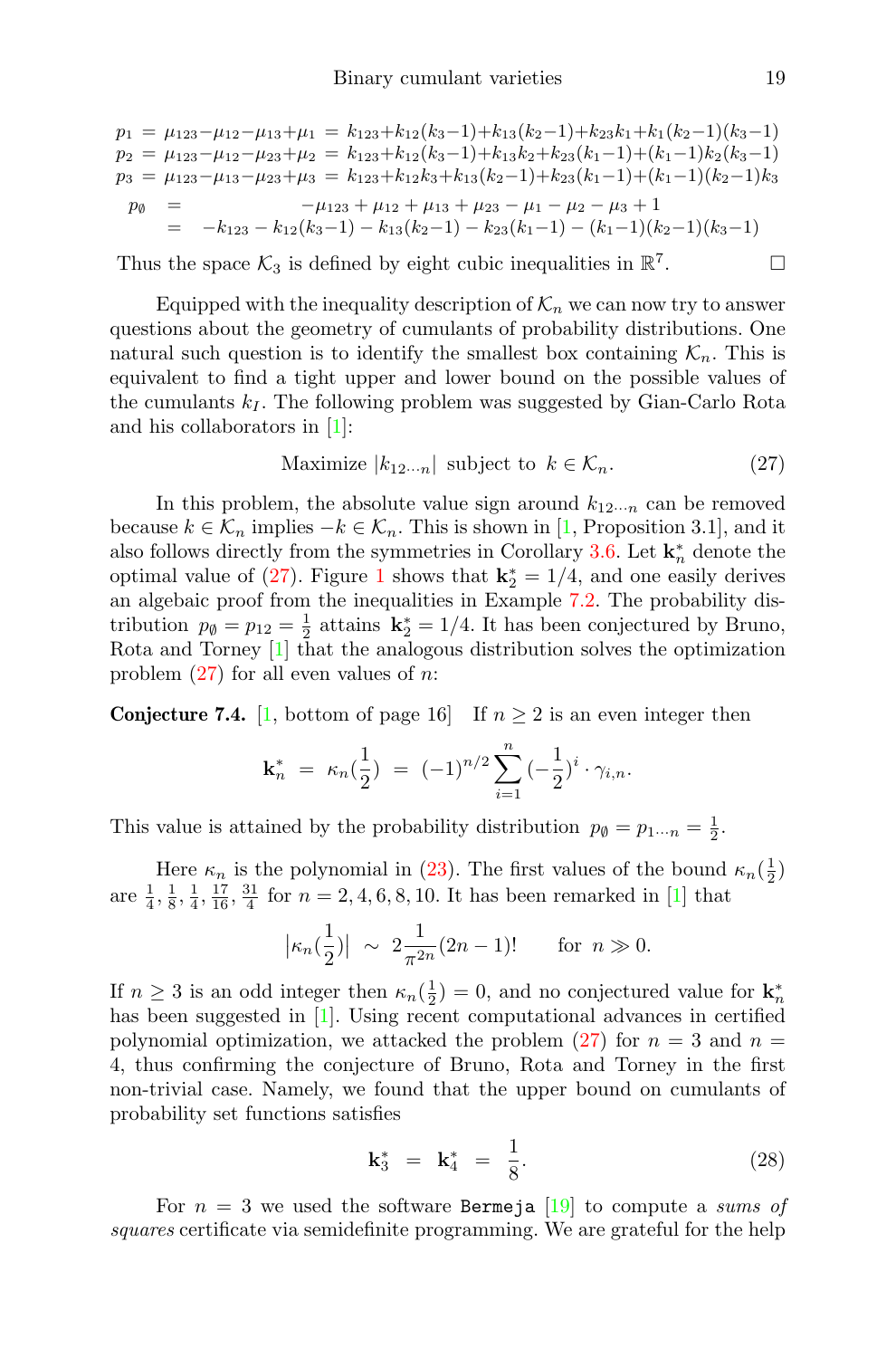$$
\begin{aligned}
p_1 &= \mu_{123}-\mu_{12}-\mu_{13}+\mu_1 = k_{123}+k_{12}(k_3-1)+k_{13}(k_2-1)+k_{23}k_1+k_1(k_2-1)(k_3-1)\\
p_2 &= \mu_{123}-\mu_{12}-\mu_{23}+\mu_2 = k_{123}+k_{12}(k_3-1)+k_{13}k_2+k_{23}(k_1-1)+(k_1-1)k_2(k_3-1)\\
p_3 &= \mu_{123}-\mu_{13}-\mu_{23}+\mu_3 = k_{123}+k_{12}k_3+k_{13}(k_2-1)+k_{23}(k_1-1)+(k_1-1)(k_2-1)k_3
\end{aligned}
$$

$$
\begin{aligned}
p_\emptyset &= -\mu_{123} + \mu_{12} + \mu_{13} + \mu_{23} - \mu_1 - \mu_2 - \mu_3 + 1\\
&= -k_{123} - k_{12}(k_3-1) - k_{13}(k_2-1) - k_{23}(k_1-1) - (k_1-1)(k_2-1)(k_3-1)
\end{aligned}
$$

Thus the space $\mathcal{K}_3$ is defined by eight cubic inequalities in $\mathbb{R}^7$. □

Equipped with the inequality description of $\mathcal{K}_n$ we can now try to answer questions about the geometry of cumulants of probability distributions. One natural such question is to identify the smallest box containing $\mathcal{K}_n$. This is equivalent to find a tight upper and lower bound on the possible values of the cumulants $k_I$. The following problem was suggested by Gian-Carlo Rota and his collaborators in [1]:

$$
\text{Maximize } |k_{12\cdots n}| \text{ subject to } k \in \mathcal{K}_n. \tag{27}
$$

In this problem, the absolute value sign around $k_{12\cdots n}$ can be removed because $k \in \mathcal{K}_n$ implies $-k \in \mathcal{K}_n$. This is shown in [1, Proposition 3.1], and it also follows directly from the symmetries in Corollary 3.6. Let $\mathbf{k}_n^*$ denote the optimal value of (27). Figure 1 shows that $\mathbf{k}_2^* = 1/4$, and one easily derives an algebaic proof from the inequalities in Example 7.2. The probability distribution $p_\emptyset = p_{12} = \frac{1}{2}$ attains $\mathbf{k}_2^* = 1/4$. It has been conjectured by Bruno, Rota and Torney [1] that the analogous distribution solves the optimization problem (27) for all even values of $n$:

**Conjecture 7.4.** [1, bottom of page 16] If $n \geq 2$ is an even integer then

$$
\mathbf{k}_n^* \;=\; \kappa_n(\frac{1}{2}) \;=\; (-1)^{n/2}\sum_{i=1}^{n}(-\frac{1}{2})^i \cdot \gamma_{i,n}.
$$

This value is attained by the probability distribution $p_\emptyset = p_{1\cdots n} = \frac{1}{2}$.

Here $\kappa_n$ is the polynomial in (23). The first values of the bound $\kappa_n(\frac{1}{2})$ are $\frac{1}{4}, \frac{1}{8}, \frac{1}{4}, \frac{17}{16}, \frac{31}{4}$ for $n = 2, 4, 6, 8, 10$. It has been remarked in [1] that

$$
\left|\kappa_n(\frac{1}{2})\right| \;\sim\; 2\frac{1}{\pi^{2n}}(2n-1)! \qquad \text{for } n \gg 0.
$$

If $n \geq 3$ is an odd integer then $\kappa_n(\frac{1}{2}) = 0$, and no conjectured value for $\mathbf{k}_n^*$ has been suggested in [1]. Using recent computational advances in certified polynomial optimization, we attacked the problem (27) for $n = 3$ and $n = 4$, thus confirming the conjecture of Bruno, Rota and Torney in the first non-trivial case. Namely, we found that the upper bound on cumulants of probability set functions satisfies

$$
\mathbf{k}_3^* \;=\; \mathbf{k}_4^* \;=\; \frac{1}{8}. \tag{28}
$$

For $n = 3$ we used the software `Bermeja` [19] to compute a *sums of squares* certificate via semidefinite programming. We are grateful for the help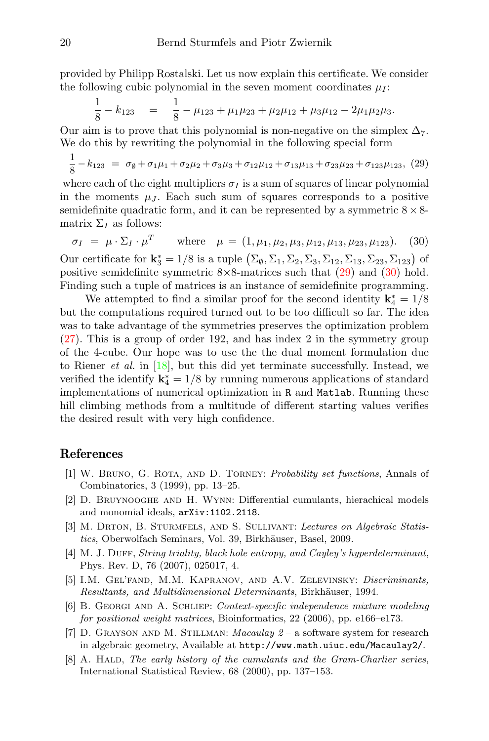provided by Philipp Rostalski. Let us now explain this certificate. We consider the following cubic polynomial in the seven moment coordinates $\mu_I$:

$$\frac{1}{8} - k_{123} \quad = \quad \frac{1}{8} - \mu_{123} + \mu_1\mu_{23} + \mu_2\mu_{12} + \mu_3\mu_{12} - 2\mu_1\mu_2\mu_3.$$

Our aim is to prove that this polynomial is non-negative on the simplex $\Delta_7$. We do this by rewriting the polynomial in the following special form

$$\frac{1}{8} - k_{123} \; = \; \sigma_\emptyset + \sigma_1\mu_1 + \sigma_2\mu_2 + \sigma_3\mu_3 + \sigma_{12}\mu_{12} + \sigma_{13}\mu_{13} + \sigma_{23}\mu_{23} + \sigma_{123}\mu_{123}, \quad (29)$$

where each of the eight multipliers $\sigma_I$ is a sum of squares of linear polynomial in the moments $\mu_J$. Each such sum of squares corresponds to a positive semidefinite quadratic form, and it can be represented by a symmetric $8 \times 8$-matrix $\Sigma_I$ as follows:

$$\sigma_I \; = \; \mu \cdot \Sigma_I \cdot \mu^T \qquad \text{where} \quad \mu \; = \; (1, \mu_1, \mu_2, \mu_3, \mu_{12}, \mu_{13}, \mu_{23}, \mu_{123}). \quad (30)$$

Our certificate for $\mathbf{k}_3^* = 1/8$ is a tuple $\big(\Sigma_\emptyset, \Sigma_1, \Sigma_2, \Sigma_3, \Sigma_{12}, \Sigma_{13}, \Sigma_{23}, \Sigma_{123}\big)$ of positive semidefinite symmetric $8\times 8$-matrices such that (29) and (30) hold. Finding such a tuple of matrices is an instance of semidefinite programming.

We attempted to find a similar proof for the second identity $\mathbf{k}_4^* = 1/8$ but the computations required turned out to be too difficult so far. The idea was to take advantage of the symmetries preserves the optimization problem (27). This is a group of order 192, and has index 2 in the symmetry group of the 4-cube. Our hope was to use the the dual moment formulation due to Riener *et al.* in [18], but this did yet terminate successfully. Instead, we verified the identify $\mathbf{k}_4^* = 1/8$ by running numerous applications of standard implementations of numerical optimization in `R` and `Matlab`. Running these hill climbing methods from a multitude of different starting values verifies the desired result with very high confidence.

## References

[1] W. Bruno, G. Rota, and D. Torney: *Probability set functions*, Annals of Combinatorics, 3 (1999), pp. 13–25.

[2] D. Bruynooghe and H. Wynn: Differential cumulants, hierachical models and monomial ideals, `arXiv:1102.2118`.

[3] M. Drton, B. Sturmfels, and S. Sullivant: *Lectures on Algebraic Statistics*, Oberwolfach Seminars, Vol. 39, Birkhäuser, Basel, 2009.

[4] M. J. Duff, *String triality, black hole entropy, and Cayley's hyperdeterminant*, Phys. Rev. D, 76 (2007), 025017, 4.

[5] I.M. Gel'fand, M.M. Kapranov, and A.V. Zelevinsky: *Discriminants, Resultants, and Multidimensional Determinants*, Birkhäuser, 1994.

[6] B. Georgi and A. Schliep: *Context-specific independence mixture modeling for positional weight matrices*, Bioinformatics, 22 (2006), pp. e166–e173.

[7] D. Grayson and M. Stillman: *Macaulay 2* – a software system for research in algebraic geometry, Available at `http://www.math.uiuc.edu/Macaulay2/`.

[8] A. Hald, *The early history of the cumulants and the Gram-Charlier series*, International Statistical Review, 68 (2000), pp. 137–153.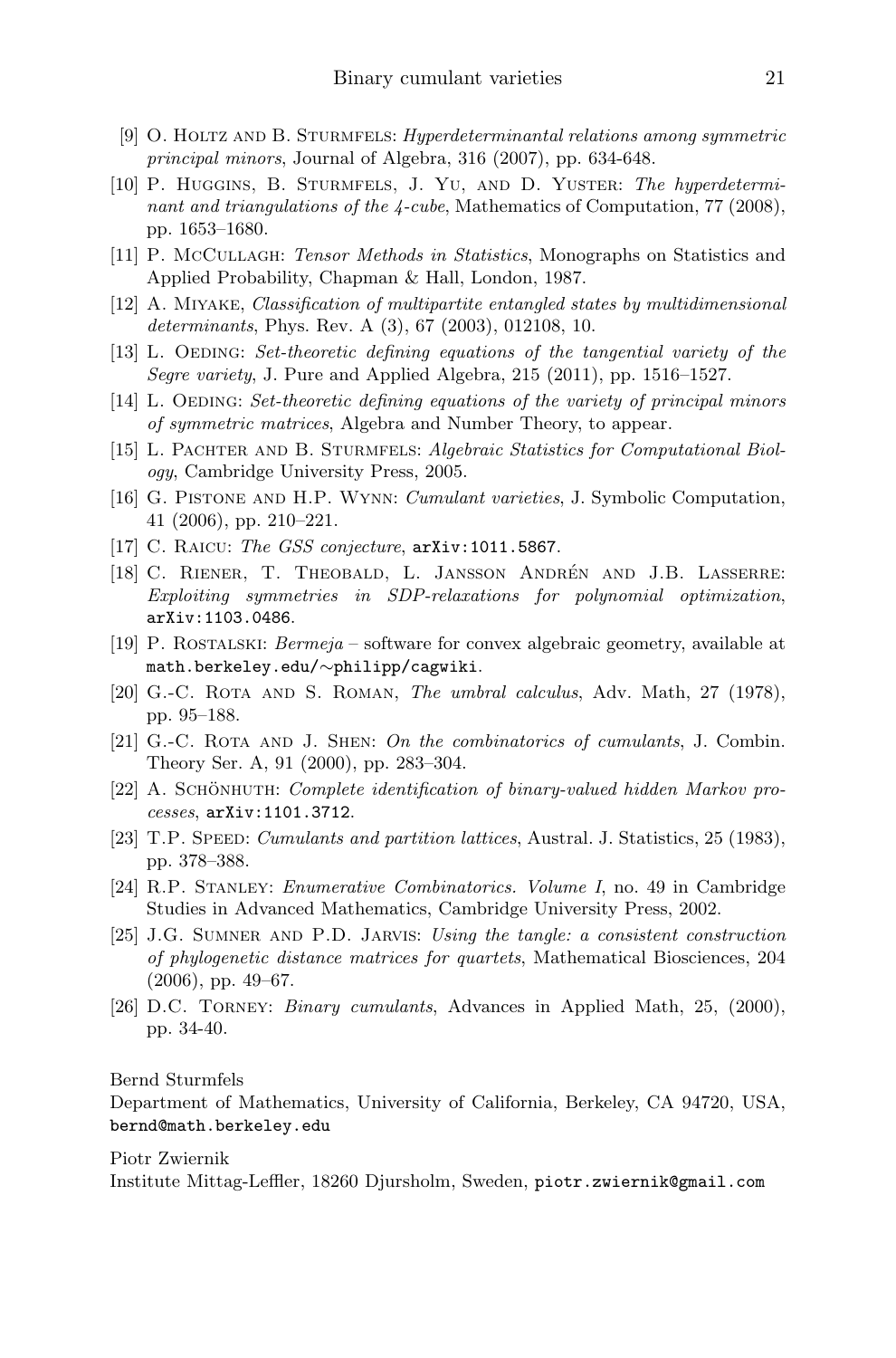[9] O. Holtz and B. Sturmfels: *Hyperdeterminantal relations among symmetric principal minors*, Journal of Algebra, 316 (2007), pp. 634-648.

[10] P. Huggins, B. Sturmfels, J. Yu, and D. Yuster: *The hyperdeterminant and triangulations of the 4-cube*, Mathematics of Computation, 77 (2008), pp. 1653–1680.

[11] P. McCullagh: *Tensor Methods in Statistics*, Monographs on Statistics and Applied Probability, Chapman & Hall, London, 1987.

[12] A. Miyake, *Classification of multipartite entangled states by multidimensional determinants*, Phys. Rev. A (3), 67 (2003), 012108, 10.

[13] L. Oeding: *Set-theoretic defining equations of the tangential variety of the Segre variety*, J. Pure and Applied Algebra, 215 (2011), pp. 1516–1527.

[14] L. Oeding: *Set-theoretic defining equations of the variety of principal minors of symmetric matrices*, Algebra and Number Theory, to appear.

[15] L. Pachter and B. Sturmfels: *Algebraic Statistics for Computational Biology*, Cambridge University Press, 2005.

[16] G. Pistone and H.P. Wynn: *Cumulant varieties*, J. Symbolic Computation, 41 (2006), pp. 210–221.

[17] C. Raicu: *The GSS conjecture*, `arXiv:1011.5867`.

[18] C. Riener, T. Theobald, L. Jansson Andrén and J.B. Lasserre: *Exploiting symmetries in SDP-relaxations for polynomial optimization*, `arXiv:1103.0486`.

[19] P. Rostalski: *Bermeja* – software for convex algebraic geometry, available at `math.berkeley.edu/~philipp/cagwiki`.

[20] G.-C. Rota and S. Roman, *The umbral calculus*, Adv. Math, 27 (1978), pp. 95–188.

[21] G.-C. Rota and J. Shen: *On the combinatorics of cumulants*, J. Combin. Theory Ser. A, 91 (2000), pp. 283–304.

[22] A. Schönhuth: *Complete identification of binary-valued hidden Markov processes*, `arXiv:1101.3712`.

[23] T.P. Speed: *Cumulants and partition lattices*, Austral. J. Statistics, 25 (1983), pp. 378–388.

[24] R.P. Stanley: *Enumerative Combinatorics. Volume I*, no. 49 in Cambridge Studies in Advanced Mathematics, Cambridge University Press, 2002.

[25] J.G. Sumner and P.D. Jarvis: *Using the tangle: a consistent construction of phylogenetic distance matrices for quartets*, Mathematical Biosciences, 204 (2006), pp. 49–67.

[26] D.C. Torney: *Binary cumulants*, Advances in Applied Math, 25, (2000), pp. 34-40.

Bernd Sturmfels
Department of Mathematics, University of California, Berkeley, CA 94720, USA, `bernd@math.berkeley.edu`

Piotr Zwiernik
Institute Mittag-Leffler, 18260 Djursholm, Sweden, `piotr.zwiernik@gmail.com`